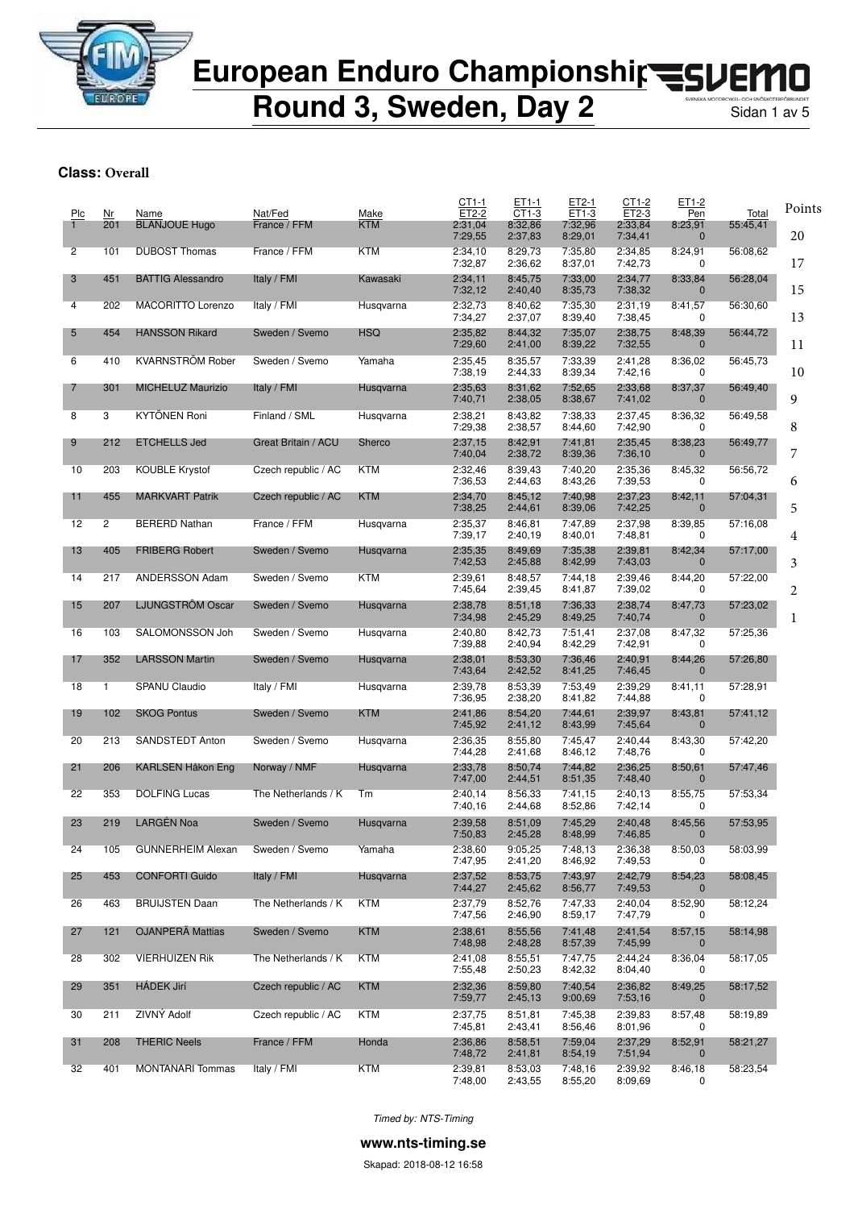# European Enduro Championship
# Round 3, Sweden, Day 2

**Class:** Overall

| Plc | Nr | Name | Nat/Fed | Make | CT1-1 / ET2-2 | ET1-1 / CT1-3 | ET2-1 / ET1-3 | CT1-2 / ET2-3 | ET1-2 / Pen | Total | Points |
|---|---|---|---|---|---|---|---|---|---|---|---|
| 1 | 201 | BLANJOUE Hugo | France / FFM | KTM | 2:31,04 / 7:29,55 | 8:32,86 / 2:37,83 | 7:32,96 / 8:29,01 | 2:33,84 / 7:34,41 | 8:23,91 / 0 | 55:45,41 | 20 |
| 2 | 101 | DUBOST Thomas | France / FFM | KTM | 2:34,10 / 7:32,87 | 8:29,73 / 2:36,62 | 7:35,80 / 8:37,01 | 2:34,85 / 7:42,73 | 8:24,91 / 0 | 56:08,62 | 17 |
| 3 | 451 | BATTIG Alessandro | Italy / FMI | Kawasaki | 2:34,11 / 7:32,12 | 8:45,75 / 2:40,40 | 7:33,00 / 8:35,73 | 2:34,77 / 7:38,32 | 8:33,84 / 0 | 56:28,04 | 15 |
| 4 | 202 | MACORITTO Lorenzo | Italy / FMI | Husqvarna | 2:32,73 / 7:34,27 | 8:40,62 / 2:37,07 | 7:35,30 / 8:39,40 | 2:31,19 / 7:38,45 | 8:41,57 / 0 | 56:30,60 | 13 |
| 5 | 454 | HANSSON Rikard | Sweden / Svemo | HSQ | 2:35,82 / 7:29,60 | 8:44,32 / 2:41,00 | 7:35,07 / 8:39,22 | 2:38,75 / 7:32,55 | 8:48,39 / 0 | 56:44,72 | 11 |
| 6 | 410 | KVARNSTRÖM Rober | Sweden / Svemo | Yamaha | 2:35,45 / 7:38,19 | 8:35,57 / 2:44,33 | 7:33,39 / 8:39,34 | 2:41,28 / 7:42,16 | 8:36,02 / 0 | 56:45,73 | 10 |
| 7 | 301 | MICHELUZ Maurizio | Italy / FMI | Husqvarna | 2:35,63 / 7:40,71 | 8:31,62 / 2:38,05 | 7:52,65 / 8:38,67 | 2:33,68 / 7:41,02 | 8:37,37 / 0 | 56:49,40 | 9 |
| 8 | 3 | KYTÖNEN Roni | Finland / SML | Husqvarna | 2:38,21 / 7:29,38 | 8:43,82 / 2:38,57 | 7:38,33 / 8:44,60 | 2:37,45 / 7:42,90 | 8:36,32 / 0 | 56:49,58 | 8 |
| 9 | 212 | ETCHELLS Jed | Great Britain / ACU | Sherco | 2:37,15 / 7:40,04 | 8:42,91 / 2:38,72 | 7:41,81 / 8:39,36 | 2:35,45 / 7:36,10 | 8:38,23 / 0 | 56:49,77 | 7 |
| 10 | 203 | KOUBLE Krystof | Czech republic / AC | KTM | 2:32,46 / 7:36,53 | 8:39,43 / 2:44,63 | 7:40,20 / 8:43,26 | 2:35,36 / 7:39,53 | 8:45,32 / 0 | 56:56,72 | 6 |
| 11 | 455 | MARKVART Patrik | Czech republic / AC | KTM | 2:34,70 / 7:38,25 | 8:45,12 / 2:44,61 | 7:40,98 / 8:39,06 | 2:37,23 / 7:42,25 | 8:42,11 / 0 | 57:04,31 | 5 |
| 12 | 2 | BERERD Nathan | France / FFM | Husqvarna | 2:35,37 / 7:39,17 | 8:46,81 / 2:40,19 | 7:47,89 / 8:40,01 | 2:37,98 / 7:48,81 | 8:39,85 / 0 | 57:16,08 | 4 |
| 13 | 405 | FRIBERG Robert | Sweden / Svemo | Husqvarna | 2:35,35 / 7:42,53 | 8:49,69 / 2:45,88 | 7:35,38 / 8:42,99 | 2:39,81 / 7:43,03 | 8:42,34 / 0 | 57:17,00 | 3 |
| 14 | 217 | ANDERSSON Adam | Sweden / Svemo | KTM | 2:39,61 / 7:45,64 | 8:48,57 / 2:39,45 | 7:44,18 / 8:41,87 | 2:39,46 / 7:39,02 | 8:44,20 / 0 | 57:22,00 | 2 |
| 15 | 207 | LJUNGSTRÖM Oscar | Sweden / Svemo | Husqvarna | 2:38,78 / 7:34,98 | 8:51,18 / 2:45,29 | 7:36,33 / 8:49,25 | 2:38,74 / 7:40,74 | 8:47,73 / 0 | 57:23,02 | 1 |
| 16 | 103 | SALOMONSSON Joh | Sweden / Svemo | Husqvarna | 2:40,80 / 7:39,88 | 8:42,73 / 2:40,94 | 7:51,41 / 8:42,29 | 2:37,08 / 7:42,91 | 8:47,32 / 0 | 57:25,36 | |
| 17 | 352 | LARSSON Martin | Sweden / Svemo | Husqvarna | 2:38,01 / 7:43,64 | 8:53,30 / 2:42,52 | 7:36,46 / 8:41,25 | 2:40,91 / 7:46,45 | 8:44,26 / 0 | 57:26,80 | |
| 18 | 1 | SPANU Claudio | Italy / FMI | Husqvarna | 2:39,78 / 7:36,95 | 8:53,39 / 2:38,20 | 7:53,49 / 8:41,82 | 2:39,29 / 7:44,88 | 8:41,11 / 0 | 57:28,91 | |
| 19 | 102 | SKOG Pontus | Sweden / Svemo | KTM | 2:41,86 / 7:45,92 | 8:54,20 / 2:41,12 | 7:44,61 / 8:43,99 | 2:39,97 / 7:45,64 | 8:43,81 / 0 | 57:41,12 | |
| 20 | 213 | SANDSTEDT Anton | Sweden / Svemo | Husqvarna | 2:36,35 / 7:44,28 | 8:55,80 / 2:41,68 | 7:45,47 / 8:46,12 | 2:40,44 / 7:48,76 | 8:43,30 / 0 | 57:42,20 | |
| 21 | 206 | KARLSEN Håkon Eng | Norway / NMF | Husqvarna | 2:33,78 / 7:47,00 | 8:50,74 / 2:44,51 | 7:44,82 / 8:51,35 | 2:36,25 / 7:48,40 | 8:50,61 / 0 | 57:47,46 | |
| 22 | 353 | DOLFING Lucas | The Netherlands / K | Tm | 2:40,14 / 7:40,16 | 8:56,33 / 2:44,68 | 7:41,15 / 8:52,86 | 2:40,13 / 7:42,14 | 8:55,75 / 0 | 57:53,34 | |
| 23 | 219 | LARGÉN Noa | Sweden / Svemo | Husqvarna | 2:39,58 / 7:50,83 | 8:51,09 / 2:45,28 | 7:45,29 / 8:48,99 | 2:40,48 / 7:46,85 | 8:45,56 / 0 | 57:53,95 | |
| 24 | 105 | GUNNERHEIM Alexan | Sweden / Svemo | Yamaha | 2:38,60 / 7:47,95 | 9:05,25 / 2:41,20 | 7:48,13 / 8:46,92 | 2:36,38 / 7:49,53 | 8:50,03 / 0 | 58:03,99 | |
| 25 | 453 | CONFORTI Guido | Italy / FMI | Husqvarna | 2:37,52 / 7:44,27 | 8:53,75 / 2:45,62 | 7:43,97 / 8:56,77 | 2:42,79 / 7:49,53 | 8:54,23 / 0 | 58:08,45 | |
| 26 | 463 | BRUIJSTEN Daan | The Netherlands / K | KTM | 2:37,79 / 7:47,56 | 8:52,76 / 2:46,90 | 7:47,33 / 8:59,17 | 2:40,04 / 7:47,79 | 8:52,90 / 0 | 58:12,24 | |
| 27 | 121 | OJANPERÄ Mattias | Sweden / Svemo | KTM | 2:38,61 / 7:48,98 | 8:55,56 / 2:48,28 | 7:41,48 / 8:57,39 | 2:41,54 / 7:45,99 | 8:57,15 / 0 | 58:14,98 | |
| 28 | 302 | VIERHUIZEN Rik | The Netherlands / K | KTM | 2:41,08 / 7:55,48 | 8:55,51 / 2:50,23 | 7:47,75 / 8:42,32 | 2:44,24 / 8:04,40 | 8:36,04 / 0 | 58:17,05 | |
| 29 | 351 | HÁDEK Jirí | Czech republic / AC | KTM | 2:32,36 / 7:59,77 | 8:59,80 / 2:45,13 | 7:40,54 / 9:00,69 | 2:36,82 / 7:53,16 | 8:49,25 / 0 | 58:17,52 | |
| 30 | 211 | ZIVNÝ Adolf | Czech republic / AC | KTM | 2:37,75 / 7:45,81 | 8:51,81 / 2:43,41 | 7:45,38 / 8:56,46 | 2:39,83 / 8:01,96 | 8:57,48 / 0 | 58:19,89 | |
| 31 | 208 | THERIC Neels | France / FFM | Honda | 2:36,86 / 7:48,72 | 8:58,51 / 2:41,81 | 7:59,04 / 8:54,19 | 2:37,29 / 7:51,94 | 8:52,91 / 0 | 58:21,27 | |
| 32 | 401 | MONTANARI Tommas | Italy / FMI | KTM | 2:39,81 / 7:48,00 | 8:53,03 / 2:43,55 | 7:48,16 / 8:55,20 | 2:39,92 / 8:09,69 | 8:46,18 / 0 | 58:23,54 | |

*Timed by: NTS-Timing*

**www.nts-timing.se**

Skapad: 2018-08-12 16:58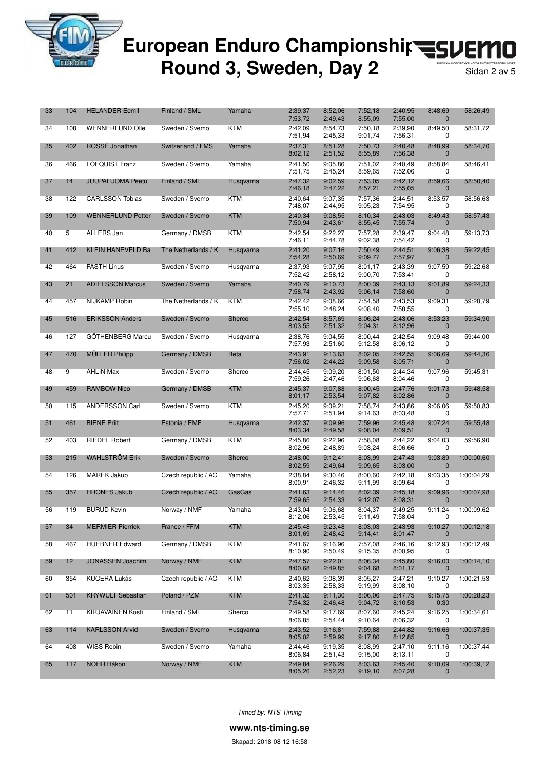# European Enduro Championship

# Round 3, Sweden, Day 2

| | | | | | | | | | | |
|---|---|---|---|---|---|---|---|---|---|---|
| 33 | 104 | HELANDER Eemil | Finland / SML | Yamaha | 2:39,37<br>7:53,72 | 8:52,06<br>2:49,43 | 7:52,18<br>8:55,09 | 2:40,95<br>7:55,00 | 8:48,69<br>0 | 58:26,49 |
| 34 | 108 | WENNERLUND Olle | Sweden / Svemo | KTM | 2:42,09<br>7:51,94 | 8:54,73<br>2:45,33 | 7:50,18<br>9:01,74 | 2:39,90<br>7:56,31 | 8:49,50<br>0 | 58:31,72 |
| 35 | 402 | ROSSÉ Jonathan | Switzerland / FMS | Yamaha | 2:37,31<br>8:02,12 | 8:51,28<br>2:51,52 | 7:50,73<br>8:55,89 | 2:40,48<br>7:56,38 | 8:48,99<br>0 | 58:34,70 |
| 36 | 466 | LÖFQUIST Franz | Sweden / Svemo | Yamaha | 2:41,50<br>7:51,75 | 9:05,86<br>2:45,24 | 7:51,02<br>8:59,65 | 2:40,49<br>7:52,06 | 8:58,84<br>0 | 58:46,41 |
| 37 | 14 | JUUPALUOMA Peetu | Finland / SML | Husqvarna | 2:47,32<br>7:46,18 | 9:02,59<br>2:47,22 | 7:53,05<br>8:57,21 | 2:42,12<br>7:55,05 | 8:59,66<br>0 | 58:50,40 |
| 38 | 122 | CARLSSON Tobias | Sweden / Svemo | KTM | 2:40,64<br>7:48,07 | 9:07,35<br>2:44,95 | 7:57,36<br>9:05,23 | 2:44,51<br>7:54,95 | 8:53,57<br>0 | 58:56,63 |
| 39 | 109 | WENNERLUND Petter | Sweden / Svemo | KTM | 2:40,34<br>7:50,94 | 9:08,55<br>2:43,61 | 8:10,34<br>8:55,45 | 2:43,03<br>7:55,74 | 8:49,43<br>0 | 58:57,43 |
| 40 | 5 | ALLERS Jan | Germany / DMSB | KTM | 2:42,54<br>7:46,11 | 9:22,27<br>2:44,78 | 7:57,28<br>9:02,38 | 2:39,47<br>7:54,42 | 9:04,48<br>0 | 59:13,73 |
| 41 | 412 | KLEIN HANEVELD Ba | The Netherlands / K | Husqvarna | 2:41,20<br>7:54,28 | 9:07,16<br>2:50,69 | 7:50,49<br>9:09,77 | 2:44,51<br>7:57,97 | 9:06,38<br>0 | 59:22,45 |
| 42 | 464 | FASTH Linus | Sweden / Svemo | Husqvarna | 2:37,93<br>7:52,42 | 9:07,95<br>2:58,12 | 8:01,17<br>9:00,70 | 2:43,39<br>7:53,41 | 9:07,59<br>0 | 59:22,68 |
| 43 | 21 | ADIELSSON Marcus | Sweden / Svemo | Yamaha | 2:40,79<br>7:58,74 | 9:10,73<br>2:43,92 | 8:00,39<br>9:06,14 | 2:43,13<br>7:58,60 | 9:01,89<br>0 | 59:24,33 |
| 44 | 457 | NIJKAMP Robin | The Netherlands / K | KTM | 2:42,42<br>7:55,10 | 9:08,66<br>2:48,24 | 7:54,58<br>9:08,40 | 2:43,53<br>7:58,55 | 9:09,31<br>0 | 59:28,79 |
| 45 | 516 | ERIKSSON Anders | Sweden / Svemo | Sherco | 2:42,54<br>8:03,55 | 8:57,69<br>2:51,32 | 8:06,24<br>9:04,31 | 2:43,06<br>8:12,96 | 8:53,23<br>0 | 59:34,90 |
| 46 | 127 | GÖTHENBERG Marcu | Sweden / Svemo | Husqvarna | 2:38,76<br>7:57,93 | 9:04,55<br>2:51,60 | 8:00,44<br>9:12,58 | 2:42,54<br>8:06,12 | 9:09,48<br>0 | 59:44,00 |
| 47 | 470 | MÜLLER Philipp | Germany / DMSB | Beta | 2:43,91<br>7:56,02 | 9:13,63<br>2:44,22 | 8:02,05<br>9:09,58 | 2:42,55<br>8:05,71 | 9:06,69<br>0 | 59:44,36 |
| 48 | 9 | AHLIN Max | Sweden / Svemo | Sherco | 2:44,45<br>7:59,26 | 9:09,20<br>2:47,46 | 8:01,50<br>9:06,68 | 2:44,34<br>8:04,46 | 9:07,96<br>0 | 59:45,31 |
| 49 | 459 | RAMBOW Nico | Germany / DMSB | KTM | 2:45,37<br>8:01,17 | 9:07,88<br>2:53,54 | 8:00,45<br>9:07,82 | 2:47,76<br>8:02,86 | 9:01,73<br>0 | 59:48,58 |
| 50 | 115 | ANDERSSON Carl | Sweden / Svemo | KTM | 2:45,20<br>7:57,71 | 9:09,21<br>2:51,94 | 7:58,74<br>9:14,63 | 2:43,86<br>8:03,48 | 9:06,06<br>0 | 59:50,83 |
| 51 | 461 | BIENE Priit | Estonia / EMF | Husqvarna | 2:42,37<br>8:03,34 | 9:09,96<br>2:49,58 | 7:59,96<br>9:08,04 | 2:45,48<br>8:09,51 | 9:07,24<br>0 | 59:55,48 |
| 52 | 403 | RIEDEL Robert | Germany / DMSB | KTM | 2:45,86<br>8:02,96 | 9:22,96<br>2:48,89 | 7:58,08<br>9:03,24 | 2:44,22<br>8:06,66 | 9:04,03<br>0 | 59:56,90 |
| 53 | 215 | WAHLSTRÖM Erik | Sweden / Svemo | Sherco | 2:48,00<br>8:02,59 | 9:12,41<br>2:49,64 | 8:03,99<br>9:09,65 | 2:47,43<br>8:03,00 | 9:03,89<br>0 | 1:00:00,60 |
| 54 | 126 | MAREK Jakub | Czech republic / AC | Yamaha | 2:38,84<br>8:00,91 | 9:30,46<br>2:46,32 | 8:00,60<br>9:11,99 | 2:42,18<br>8:09,64 | 9:03,35<br>0 | 1:00:04,29 |
| 55 | 357 | HRONES Jakub | Czech republic / AC | GasGas | 2:41,63<br>7:59,65 | 9:14,46<br>2:54,33 | 8:02,39<br>9:12,07 | 2:45,18<br>8:08,31 | 9:09,96<br>0 | 1:00:07,98 |
| 56 | 119 | BURUD Kevin | Norway / NMF | Yamaha | 2:43,04<br>8:12,06 | 9:06,68<br>2:53,45 | 8:04,37<br>9:11,49 | 2:49,25<br>7:58,04 | 9:11,24<br>0 | 1:00:09,62 |
| 57 | 34 | MERMIER Pierrick | France / FFM | KTM | 2:45,48<br>8:01,69 | 9:23,48<br>2:48,42 | 8:03,03<br>9:14,41 | 2:43,93<br>8:01,47 | 9:10,27<br>0 | 1:00:12,18 |
| 58 | 467 | HUEBNER Edward | Germany / DMSB | KTM | 2:41,67<br>8:10,90 | 9:16,96<br>2:50,49 | 7:57,08<br>9:15,35 | 2:46,16<br>8:00,95 | 9:12,93<br>0 | 1:00:12,49 |
| 59 | 12 | JONASSEN Joachim | Norway / NMF | KTM | 2:47,57<br>8:00,68 | 9:22,01<br>2:49,85 | 8:06,34<br>9:04,68 | 2:45,80<br>8:01,17 | 9:16,00<br>0 | 1:00:14,10 |
| 60 | 354 | KUCERA Lukás | Czech republic / AC | KTM | 2:40,62<br>8:03,35 | 9:08,39<br>2:58,33 | 8:05,27<br>9:19,99 | 2:47,21<br>8:08,10 | 9:10,27<br>0 | 1:00:21,53 |
| 61 | 501 | KRYWULT Sebastian | Poland / PZM | KTM | 2:41,32<br>7:54,32 | 9:11,30<br>2:46,48 | 8:06,06<br>9:04,72 | 2:47,75<br>8:10,53 | 9:15,75<br>0:30 | 1:00:28,23 |
| 62 | 11 | KIRJAVAINEN Kosti | Finland / SML | Sherco | 2:49,58<br>8:06,85 | 9:17,69<br>2:54,44 | 8:07,60<br>9:10,64 | 2:45,24<br>8:06,32 | 9:16,25<br>0 | 1:00:34,61 |
| 63 | 114 | KARLSSON Arvid | Sweden / Svemo | Husqvarna | 2:43,52<br>8:05,02 | 9:16,81<br>2:59,99 | 7:59,88<br>9:17,80 | 2:44,82<br>8:12,85 | 9:16,66<br>0 | 1:00:37,35 |
| 64 | 408 | WISS Robin | Sweden / Svemo | Yamaha | 2:44,46<br>8:06,84 | 9:19,35<br>2:51,43 | 8:08,99<br>9:15,00 | 2:47,10<br>8:13,11 | 9:11,16<br>0 | 1:00:37,44 |
| 65 | 117 | NOHR Håkon | Norway / NMF | KTM | 2:49,84<br>8:05,26 | 9:26,29<br>2:52,23 | 8:03,63<br>9:19,10 | 2:45,40<br>8:07,28 | 9:10,09<br>0 | 1:00:39,12 |

*Timed by: NTS-Timing*

**www.nts-timing.se**

Skapad: 2018-08-12 16:58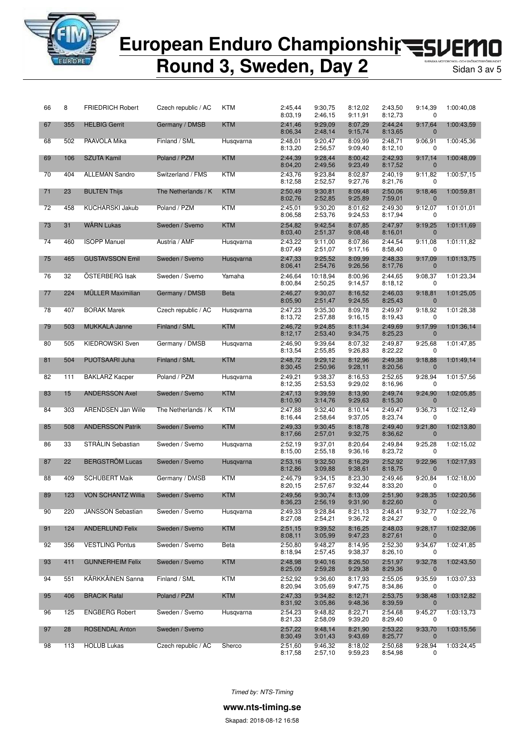# European Enduro Championship
# Round 3, Sweden, Day 2

| | | | | | | | | | | |
|---|---|---|---|---|---|---|---|---|---|---|
| 66 | 8 | FRIEDRICH Robert | Czech republic / AC | KTM | 2:45,44<br>8:03,19 | 9:30,75<br>2:46,15 | 8:12,02<br>9:11,91 | 2:43,50<br>8:12,73 | 9:14,39<br>0 | 1:00:40,08 |
| 67 | 355 | HELBIG Gerrit | Germany / DMSB | KTM | 2:41,46<br>8:06,34 | 9:29,09<br>2:48,14 | 8:07,29<br>9:15,74 | 2:44,24<br>8:13,65 | 9:17,64<br>0 | 1:00:43,59 |
| 68 | 502 | PAAVOLA Mika | Finland / SML | Husqvarna | 2:48,01<br>8:13,20 | 9:20,47<br>2:56,57 | 8:09,99<br>9:09,40 | 2:48,71<br>8:12,10 | 9:06,91<br>0 | 1:00:45,36 |
| 69 | 106 | SZUTA Kamil | Poland / PZM | KTM | 2:44,39<br>8:04,20 | 9:28,44<br>2:49,56 | 8:00,42<br>9:23,49 | 2:42,93<br>8:17,52 | 9:17,14<br>0 | 1:00:48,09 |
| 70 | 404 | ALLEMAN Sandro | Switzerland / FMS | KTM | 2:43,76<br>8:12,58 | 9:23,84<br>2:52,57 | 8:02,87<br>9:27,76 | 2:40,19<br>8:21,76 | 9:11,82<br>0 | 1:00:57,15 |
| 71 | 23 | BULTEN Thijs | The Netherlands / K | KTM | 2:50,49<br>8:02,76 | 9:30,81<br>2:52,85 | 8:09,48<br>9:25,89 | 2:50,06<br>7:59,01 | 9:18,46<br>0 | 1:00:59,81 |
| 72 | 458 | KUCHARSKI Jakub | Poland / PZM | KTM | 2:45,01<br>8:06,58 | 9:30,20<br>2:53,76 | 8:01,62<br>9:24,53 | 2:49,30<br>8:17,94 | 9:12,07<br>0 | 1:01:01,01 |
| 73 | 31 | WÄRN Lukas | Sweden / Svemo | KTM | 2:54,82<br>8:03,40 | 9:42,54<br>2:51,37 | 8:07,85<br>9:08,48 | 2:47,97<br>8:16,01 | 9:19,25<br>0 | 1:01:11,69 |
| 74 | 460 | ISOPP Manuel | Austria / AMF | Husqvarna | 2:43,22<br>8:07,49 | 9:11,00<br>2:51,07 | 8:07,86<br>9:17,16 | 2:44,54<br>8:58,40 | 9:11,08<br>0 | 1:01:11,82 |
| 75 | 465 | GUSTAVSSON Emil | Sweden / Svemo | Husqvarna | 2:47,33<br>8:06,41 | 9:25,52<br>2:54,76 | 8:09,99<br>9:26,56 | 2:48,33<br>8:17,76 | 9:17,09<br>0 | 1:01:13,75 |
| 76 | 32 | ÖSTERBERG Isak | Sweden / Svemo | Yamaha | 2:46,64<br>8:00,84 | 10:18,94<br>2:50,25 | 8:00,96<br>9:14,57 | 2:44,65<br>8:18,12 | 9:08,37<br>0 | 1:01:23,34 |
| 77 | 224 | MÜLLER Maximilian | Germany / DMSB | Beta | 2:46,27<br>8:05,90 | 9:30,07<br>2:51,47 | 8:16,52<br>9:24,55 | 2:46,03<br>8:25,43 | 9:18,81<br>0 | 1:01:25,05 |
| 78 | 407 | BORAK Marek | Czech republic / AC | Husqvarna | 2:47,23<br>8:13,72 | 9:35,30<br>2:57,88 | 8:09,78<br>9:16,15 | 2:49,97<br>8:19,43 | 9:18,92<br>0 | 1:01:28,38 |
| 79 | 503 | MUKKALA Janne | Finland / SML | KTM | 2:46,72<br>8:12,17 | 9:24,85<br>2:53,40 | 8:11,34<br>9:34,75 | 2:49,69<br>8:25,23 | 9:17,99<br>0 | 1:01:36,14 |
| 80 | 505 | KIEDROWSKI Sven | Germany / DMSB | Husqvarna | 2:46,90<br>8:13,54 | 9:39,64<br>2:55,85 | 8:07,32<br>9:26,83 | 2:49,87<br>8:22,22 | 9:25,68<br>0 | 1:01:47,85 |
| 81 | 504 | PUOTSAARI Juha | Finland / SML | KTM | 2:48,72<br>8:30,45 | 9:29,12<br>2:50,96 | 8:12,96<br>9:28,11 | 2:49,38<br>8:20,56 | 9:18,88<br>0 | 1:01:49,14 |
| 82 | 111 | BAKLARZ Kacper | Poland / PZM | Husqvarna | 2:49,21<br>8:12,35 | 9:38,37<br>2:53,53 | 8:16,53<br>9:29,02 | 2:52,65<br>8:16,96 | 9:28,94<br>0 | 1:01:57,56 |
| 83 | 15 | ANDERSSON Axel | Sweden / Svemo | KTM | 2:47,13<br>8:10,90 | 9:39,59<br>3:14,76 | 8:13,90<br>9:29,63 | 2:49,74<br>8:15,30 | 9:24,90<br>0 | 1:02:05,85 |
| 84 | 303 | ARENDSEN Jan Wille | The Netherlands / K | KTM | 2:47,88<br>8:16,44 | 9:32,40<br>2:58,64 | 8:10,14<br>9:37,05 | 2:49,47<br>8:23,74 | 9:36,73<br>0 | 1:02:12,49 |
| 85 | 508 | ANDERSSON Patrik | Sweden / Svemo | KTM | 2:49,33<br>8:17,66 | 9:30,45<br>2:57,01 | 8:18,78<br>9:32,75 | 2:49,40<br>8:36,62 | 9:21,80<br>0 | 1:02:13,80 |
| 86 | 33 | STRÅLIN Sebastian | Sweden / Svemo | Husqvarna | 2:52,19<br>8:15,00 | 9:37,01<br>2:55,18 | 8:20,64<br>9:36,16 | 2:49,84<br>8:23,72 | 9:25,28<br>0 | 1:02:15,02 |
| 87 | 22 | BERGSTRÖM Lucas | Sweden / Svemo | Husqvarna | 2:53,16<br>8:12,86 | 9:32,50<br>3:09,88 | 8:16,29<br>9:38,61 | 2:52,92<br>8:18,75 | 9:22,96<br>0 | 1:02:17,93 |
| 88 | 409 | SCHUBERT Maik | Germany / DMSB | KTM | 2:46,79<br>8:20,15 | 9:34,15<br>2:57,67 | 8:23,30<br>9:32,44 | 2:49,46<br>8:33,20 | 9:20,84<br>0 | 1:02:18,00 |
| 89 | 123 | VON SCHANTZ Willia | Sweden / Svemo | KTM | 2:49,56<br>8:36,23 | 9:30,74<br>2:56,19 | 8:13,09<br>9:31,90 | 2:51,90<br>8:22,60 | 9:28,35<br>0 | 1:02:20,56 |
| 90 | 220 | JANSSON Sebastian | Sweden / Svemo | Husqvarna | 2:49,33<br>8:27,08 | 9:28,84<br>2:54,21 | 8:21,13<br>9:36,72 | 2:48,41<br>8:24,27 | 9:32,77<br>0 | 1:02:22,76 |
| 91 | 124 | ANDERLUND Felix | Sweden / Svemo | KTM | 2:51,15<br>8:08,11 | 9:39,52<br>3:05,99 | 8:16,25<br>9:47,23 | 2:48,03<br>8:27,61 | 9:28,17<br>0 | 1:02:32,06 |
| 92 | 356 | VESTLING Pontus | Sweden / Svemo | Beta | 2:50,80<br>8:18,94 | 9:48,27<br>2:57,45 | 8:14,95<br>9:38,37 | 2:52,30<br>8:26,10 | 9:34,67<br>0 | 1:02:41,85 |
| 93 | 411 | GUNNERHEIM Felix | Sweden / Svemo | KTM | 2:48,98<br>8:25,09 | 9:40,16<br>2:59,28 | 8:26,50<br>9:29,38 | 2:51,97<br>8:29,36 | 9:32,78<br>0 | 1:02:43,50 |
| 94 | 551 | KÄRKKÄINEN Sanna | Finland / SML | KTM | 2:52,92<br>8:20,94 | 9:36,60<br>3:05,69 | 8:17,93<br>9:47,75 | 2:55,05<br>8:34,86 | 9:35,59<br>0 | 1:03:07,33 |
| 95 | 406 | BRACIK Rafal | Poland / PZM | KTM | 2:47,33<br>8:31,92 | 9:34,82<br>3:05,86 | 8:12,71<br>9:48,36 | 2:53,75<br>8:39,59 | 9:38,48<br>0 | 1:03:12,82 |
| 96 | 125 | ENGBERG Robert | Sweden / Svemo | Husqvarna | 2:54,23<br>8:21,33 | 9:48,82<br>2:58,09 | 8:22,71<br>9:39,20 | 2:54,68<br>8:29,40 | 9:45,27<br>0 | 1:03:13,73 |
| 97 | 28 | ROSENDAL Anton | Sweden / Svemo | | 2:57,22<br>8:30,49 | 9:48,14<br>3:01,43 | 8:21,90<br>9:43,69 | 2:53,22<br>8:25,77 | 9:33,70<br>0 | 1:03:15,56 |
| 98 | 113 | HOLUB Lukas | Czech republic / AC | Sherco | 2:51,60<br>8:17,58 | 9:46,32<br>2:57,10 | 8:18,02<br>9:59,23 | 2:50,68<br>8:54,98 | 9:28,94<br>0 | 1:03:24,45 |

*Timed by: NTS-Timing*

**www.nts-timing.se**

Skapad: 2018-08-12 16:58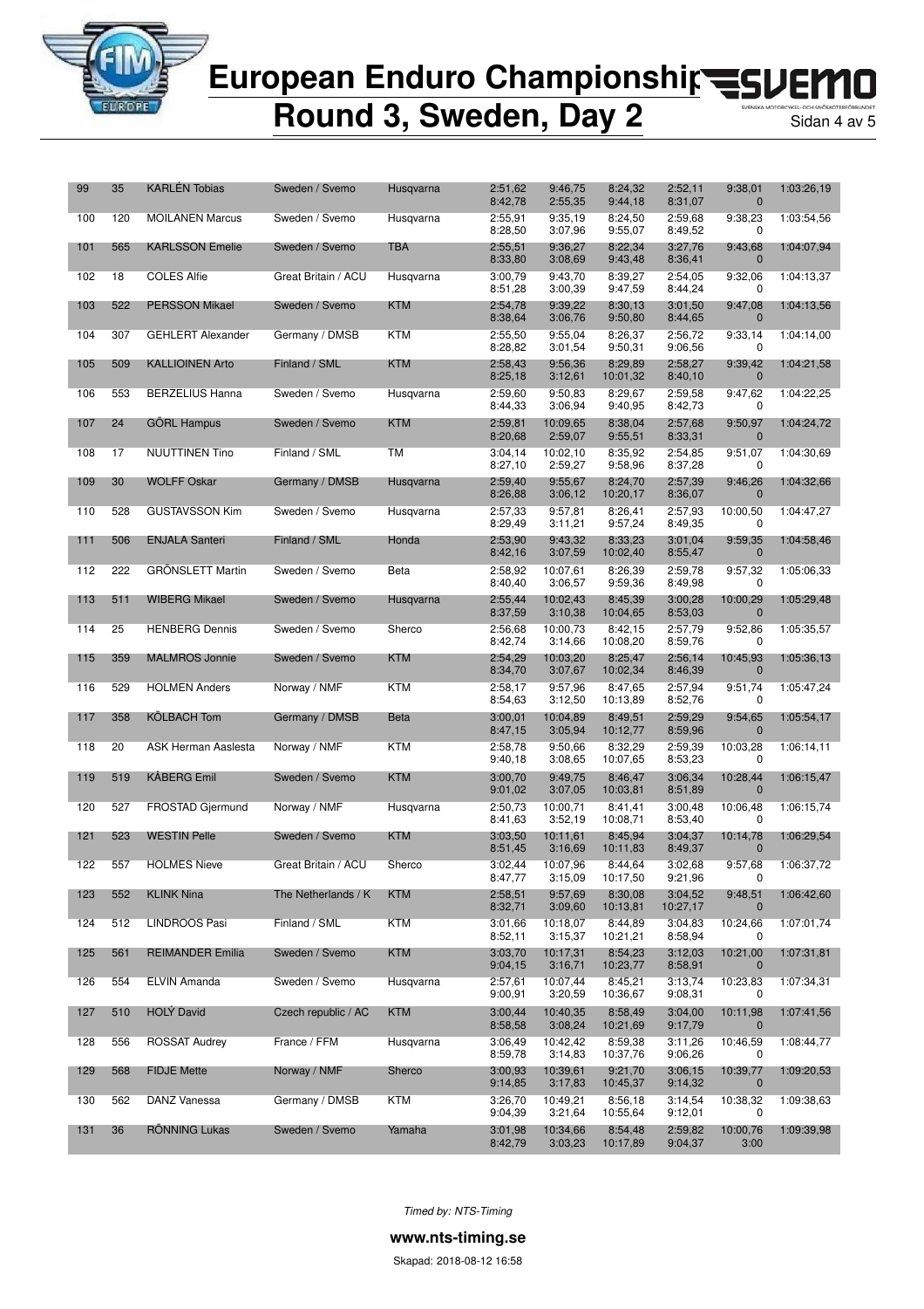# European Enduro Championship
# Round 3, Sweden, Day 2

| | | | | | | | | | | | |
|---|---|---|---|---|---|---|---|---|---|---|---|
| 99 | 35 | KARLÉN Tobias | Sweden / Svemo | Husqvarna | 2:51,62<br>8:42,78 | 9:46,75<br>2:55,35 | 8:24,32<br>9:44,18 | 2:52,11<br>8:31,07 | 9:38,01<br>0 | 1:03:26,19 |
| 100 | 120 | MOILANEN Marcus | Sweden / Svemo | Husqvarna | 2:55,91<br>8:28,50 | 9:35,19<br>3:07,96 | 8:24,50<br>9:55,07 | 2:59,68<br>8:49,52 | 9:38,23<br>0 | 1:03:54,56 |
| 101 | 565 | KARLSSON Emelie | Sweden / Svemo | TBA | 2:55,51<br>8:33,80 | 9:36,27<br>3:08,69 | 8:22,34<br>9:43,48 | 3:27,76<br>8:36,41 | 9:43,68<br>0 | 1:04:07,94 |
| 102 | 18 | COLES Alfie | Great Britain / ACU | Husqvarna | 3:00,79<br>8:51,28 | 9:43,70<br>3:00,39 | 8:39,27<br>9:47,59 | 2:54,05<br>8:44,24 | 9:32,06<br>0 | 1:04:13,37 |
| 103 | 522 | PERSSON Mikael | Sweden / Svemo | KTM | 2:54,78<br>8:38,64 | 9:39,22<br>3:06,76 | 8:30,13<br>9:50,80 | 3:01,50<br>8:44,65 | 9:47,08<br>0 | 1:04:13,56 |
| 104 | 307 | GEHLERT Alexander | Germany / DMSB | KTM | 2:55,50<br>8:28,82 | 9:55,04<br>3:01,54 | 8:26,37<br>9:50,31 | 2:56,72<br>9:06,56 | 9:33,14<br>0 | 1:04:14,00 |
| 105 | 509 | KALLIOINEN Arto | Finland / SML | KTM | 2:58,43<br>8:25,18 | 9:56,36<br>3:12,61 | 8:29,89<br>10:01,32 | 2:58,27<br>8:40,10 | 9:39,42<br>0 | 1:04:21,58 |
| 106 | 553 | BERZELIUS Hanna | Sweden / Svemo | Husqvarna | 2:59,60<br>8:44,33 | 9:50,83<br>3:06,94 | 8:29,67<br>9:40,95 | 2:59,58<br>8:42,73 | 9:47,62<br>0 | 1:04:22,25 |
| 107 | 24 | GÖRL Hampus | Sweden / Svemo | KTM | 2:59,81<br>8:20,68 | 10:09,65<br>2:59,07 | 8:38,04<br>9:55,51 | 2:57,68<br>8:33,31 | 9:50,97<br>0 | 1:04:24,72 |
| 108 | 17 | NUUTTINEN Tino | Finland / SML | TM | 3:04,14<br>8:27,10 | 10:02,10<br>2:59,27 | 8:35,92<br>9:58,96 | 2:54,85<br>8:37,28 | 9:51,07<br>0 | 1:04:30,69 |
| 109 | 30 | WOLFF Oskar | Germany / DMSB | Husqvarna | 2:59,40<br>8:26,88 | 9:55,67<br>3:06,12 | 8:24,70<br>10:20,17 | 2:57,39<br>8:36,07 | 9:46,26<br>0 | 1:04:32,66 |
| 110 | 528 | GUSTAVSSON Kim | Sweden / Svemo | Husqvarna | 2:57,33<br>8:29,49 | 9:57,81<br>3:11,21 | 8:26,41<br>9:57,24 | 2:57,93<br>8:49,35 | 10:00,50<br>0 | 1:04:47,27 |
| 111 | 506 | ENJALA Santeri | Finland / SML | Honda | 2:53,90<br>8:42,16 | 9:43,32<br>3:07,59 | 8:33,23<br>10:02,40 | 3:01,04<br>8:55,47 | 9:59,35<br>0 | 1:04:58,46 |
| 112 | 222 | GRÖNSLETT Martin | Sweden / Svemo | Beta | 2:58,92<br>8:40,40 | 10:07,61<br>3:06,57 | 8:26,39<br>9:59,36 | 2:59,78<br>8:49,98 | 9:57,32<br>0 | 1:05:06,33 |
| 113 | 511 | WIBERG Mikael | Sweden / Svemo | Husqvarna | 2:55,44<br>8:37,59 | 10:02,43<br>3:10,38 | 8:45,39<br>10:04,65 | 3:00,28<br>8:53,03 | 10:00,29<br>0 | 1:05:29,48 |
| 114 | 25 | HENBERG Dennis | Sweden / Svemo | Sherco | 2:56,68<br>8:42,74 | 10:00,73<br>3:14,66 | 8:42,15<br>10:08,20 | 2:57,79<br>8:59,76 | 9:52,86<br>0 | 1:05:35,57 |
| 115 | 359 | MALMROS Jonnie | Sweden / Svemo | KTM | 2:54,29<br>8:34,70 | 10:03,20<br>3:07,67 | 8:25,47<br>10:02,34 | 2:56,14<br>8:46,39 | 10:45,93<br>0 | 1:05:36,13 |
| 116 | 529 | HOLMEN Anders | Norway / NMF | KTM | 2:58,17<br>8:54,63 | 9:57,96<br>3:12,50 | 8:47,65<br>10:13,89 | 2:57,94<br>8:52,76 | 9:51,74<br>0 | 1:05:47,24 |
| 117 | 358 | KÖLBACH Tom | Germany / DMSB | Beta | 3:00,01<br>8:47,15 | 10:04,89<br>3:05,94 | 8:49,51<br>10:12,77 | 2:59,29<br>8:59,96 | 9:54,65<br>0 | 1:05:54,17 |
| 118 | 20 | ASK Herman Aaslesta | Norway / NMF | KTM | 2:58,78<br>9:40,18 | 9:50,66<br>3:08,65 | 8:32,29<br>10:07,65 | 2:59,39<br>8:53,23 | 10:03,28<br>0 | 1:06:14,11 |
| 119 | 519 | KÅBERG Emil | Sweden / Svemo | KTM | 3:00,70<br>9:01,02 | 9:49,75<br>3:07,05 | 8:46,47<br>10:03,81 | 3:06,34<br>8:51,89 | 10:28,44<br>0 | 1:06:15,47 |
| 120 | 527 | FROSTAD Gjermund | Norway / NMF | Husqvarna | 2:50,73<br>8:41,63 | 10:00,71<br>3:52,19 | 8:41,41<br>10:08,71 | 3:00,48<br>8:53,40 | 10:06,48<br>0 | 1:06:15,74 |
| 121 | 523 | WESTIN Pelle | Sweden / Svemo | KTM | 3:03,50<br>8:51,45 | 10:11,61<br>3:16,69 | 8:45,94<br>10:11,83 | 3:04,37<br>8:49,37 | 10:14,78<br>0 | 1:06:29,54 |
| 122 | 557 | HOLMES Nieve | Great Britain / ACU | Sherco | 3:02,44<br>8:47,77 | 10:07,96<br>3:15,09 | 8:44,64<br>10:17,50 | 3:02,68<br>9:21,96 | 9:57,68<br>0 | 1:06:37,72 |
| 123 | 552 | KLINK Nina | The Netherlands / K | KTM | 2:58,51<br>8:32,71 | 9:57,69<br>3:09,60 | 8:30,08<br>10:13,81 | 3:04,52<br>10:27,17 | 9:48,51<br>0 | 1:06:42,60 |
| 124 | 512 | LINDROOS Pasi | Finland / SML | KTM | 3:01,66<br>8:52,11 | 10:18,07<br>3:15,37 | 8:44,89<br>10:21,21 | 3:04,83<br>8:58,94 | 10:24,66<br>0 | 1:07:01,74 |
| 125 | 561 | REIMANDER Emilia | Sweden / Svemo | KTM | 3:03,70<br>9:04,15 | 10:17,31<br>3:16,71 | 8:54,23<br>10:23,77 | 3:12,03<br>8:58,91 | 10:21,00<br>0 | 1:07:31,81 |
| 126 | 554 | ELVIN Amanda | Sweden / Svemo | Husqvarna | 2:57,61<br>9:00,91 | 10:07,44<br>3:20,59 | 8:45,21<br>10:36,67 | 3:13,74<br>9:08,31 | 10:23,83<br>0 | 1:07:34,31 |
| 127 | 510 | HOLÝ David | Czech republic / AC | KTM | 3:00,44<br>8:58,58 | 10:40,35<br>3:08,24 | 8:58,49<br>10:21,69 | 3:04,00<br>9:17,79 | 10:11,98<br>0 | 1:07:41,56 |
| 128 | 556 | ROSSAT Audrey | France / FFM | Husqvarna | 3:06,49<br>8:59,78 | 10:42,42<br>3:14,83 | 8:59,38<br>10:37,76 | 3:11,26<br>9:06,26 | 10:46,59<br>0 | 1:08:44,77 |
| 129 | 568 | FIDJE Mette | Norway / NMF | Sherco | 3:00,93<br>9:14,85 | 10:39,61<br>3:17,83 | 9:21,70<br>10:45,37 | 3:06,15<br>9:14,32 | 10:39,77<br>0 | 1:09:20,53 |
| 130 | 562 | DANZ Vanessa | Germany / DMSB | KTM | 3:26,70<br>9:04,39 | 10:49,21<br>3:21,64 | 8:56,18<br>10:55,64 | 3:14,54<br>9:12,01 | 10:38,32<br>0 | 1:09:38,63 |
| 131 | 36 | RÖNNING Lukas | Sweden / Svemo | Yamaha | 3:01,98<br>8:42,79 | 10:34,66<br>3:03,23 | 8:54,48<br>10:17,89 | 2:59,82<br>9:04,37 | 10:00,76<br>3:00 | 1:09:39,98 |

*Timed by: NTS-Timing*

**www.nts-timing.se**

Skapad: 2018-08-12 16:58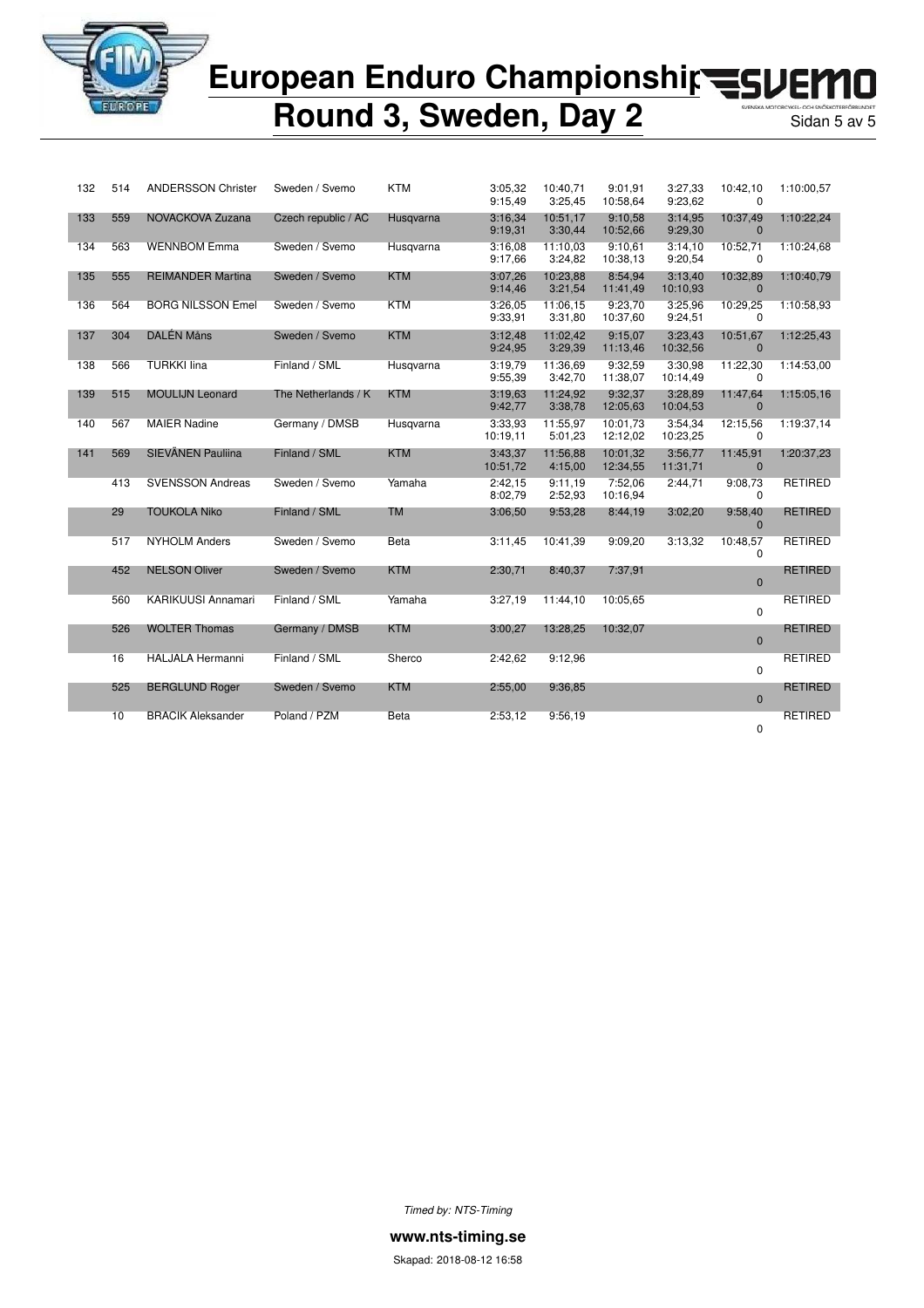# European Enduro Championship
# Round 3, Sweden, Day 2

| | | | | | | | | | | |
|---|---|---|---|---|---|---|---|---|---|---|
| 132 | 514 | ANDERSSON Christer | Sweden / Svemo | KTM | 3:05,32<br>9:15,49 | 10:40,71<br>3:25,45 | 9:01,91<br>10:58,64 | 3:27,33<br>9:23,62 | 10:42,10<br>0 | 1:10:00,57 |
| 133 | 559 | NOVACKOVA Zuzana | Czech republic / AC | Husqvarna | 3:16,34<br>9:19,31 | 10:51,17<br>3:30,44 | 9:10,58<br>10:52,66 | 3:14,95<br>9:29,30 | 10:37,49<br>0 | 1:10:22,24 |
| 134 | 563 | WENNBOM Emma | Sweden / Svemo | Husqvarna | 3:16,08<br>9:17,66 | 11:10,03<br>3:24,82 | 9:10,61<br>10:38,13 | 3:14,10<br>9:20,54 | 10:52,71<br>0 | 1:10:24,68 |
| 135 | 555 | REIMANDER Martina | Sweden / Svemo | KTM | 3:07,26<br>9:14,46 | 10:23,88<br>3:21,54 | 8:54,94<br>11:41,49 | 3:13,40<br>10:10,93 | 10:32,89<br>0 | 1:10:40,79 |
| 136 | 564 | BORG NILSSON Emel | Sweden / Svemo | KTM | 3:26,05<br>9:33,91 | 11:06,15<br>3:31,80 | 9:23,70<br>10:37,60 | 3:25,96<br>9:24,51 | 10:29,25<br>0 | 1:10:58,93 |
| 137 | 304 | DALÉN Måns | Sweden / Svemo | KTM | 3:12,48<br>9:24,95 | 11:02,42<br>3:29,39 | 9:15,07<br>11:13,46 | 3:23,43<br>10:32,56 | 10:51,67<br>0 | 1:12:25,43 |
| 138 | 566 | TURKKI Iina | Finland / SML | Husqvarna | 3:19,79<br>9:55,39 | 11:36,69<br>3:42,70 | 9:32,59<br>11:38,07 | 3:30,98<br>10:14,49 | 11:22,30<br>0 | 1:14:53,00 |
| 139 | 515 | MOULIJN Leonard | The Netherlands / K | KTM | 3:19,63<br>9:42,77 | 11:24,92<br>3:38,78 | 9:32,37<br>12:05,63 | 3:28,89<br>10:04,53 | 11:47,64<br>0 | 1:15:05,16 |
| 140 | 567 | MAIER Nadine | Germany / DMSB | Husqvarna | 3:33,93<br>10:19,11 | 11:55,97<br>5:01,23 | 10:01,73<br>12:12,02 | 3:54,34<br>10:23,25 | 12:15,56<br>0 | 1:19:37,14 |
| 141 | 569 | SIEVÄNEN Pauliina | Finland / SML | KTM | 3:43,37<br>10:51,72 | 11:56,88<br>4:15,00 | 10:01,32<br>12:34,55 | 3:56,77<br>11:31,71 | 11:45,91<br>0 | 1:20:37,23 |
| | 413 | SVENSSON Andreas | Sweden / Svemo | Yamaha | 2:42,15<br>8:02,79 | 9:11,19<br>2:52,93 | 7:52,06<br>10:16,94 | 2:44,71 | 9:08,73<br>0 | RETIRED |
| | 29 | TOUKOLA Niko | Finland / SML | TM | 3:06,50 | 9:53,28 | 8:44,19 | 3:02,20 | 9:58,40<br>0 | RETIRED |
| | 517 | NYHOLM Anders | Sweden / Svemo | Beta | 3:11,45 | 10:41,39 | 9:09,20 | 3:13,32 | 10:48,57<br>0 | RETIRED |
| | 452 | NELSON Oliver | Sweden / Svemo | KTM | 2:30,71 | 8:40,37 | 7:37,91 | | 0 | RETIRED |
| | 560 | KARIKUUSI Annamari | Finland / SML | Yamaha | 3:27,19 | 11:44,10 | 10:05,65 | | 0 | RETIRED |
| | 526 | WOLTER Thomas | Germany / DMSB | KTM | 3:00,27 | 13:28,25 | 10:32,07 | | 0 | RETIRED |
| | 16 | HALJALA Hermanni | Finland / SML | Sherco | 2:42,62 | 9:12,96 | | | 0 | RETIRED |
| | 525 | BERGLUND Roger | Sweden / Svemo | KTM | 2:55,00 | 9:36,85 | | | 0 | RETIRED |
| | 10 | BRACIK Aleksander | Poland / PZM | Beta | 2:53,12 | 9:56,19 | | | 0 | RETIRED |

*Timed by: NTS-Timing*

**www.nts-timing.se**

Skapad: 2018-08-12 16:58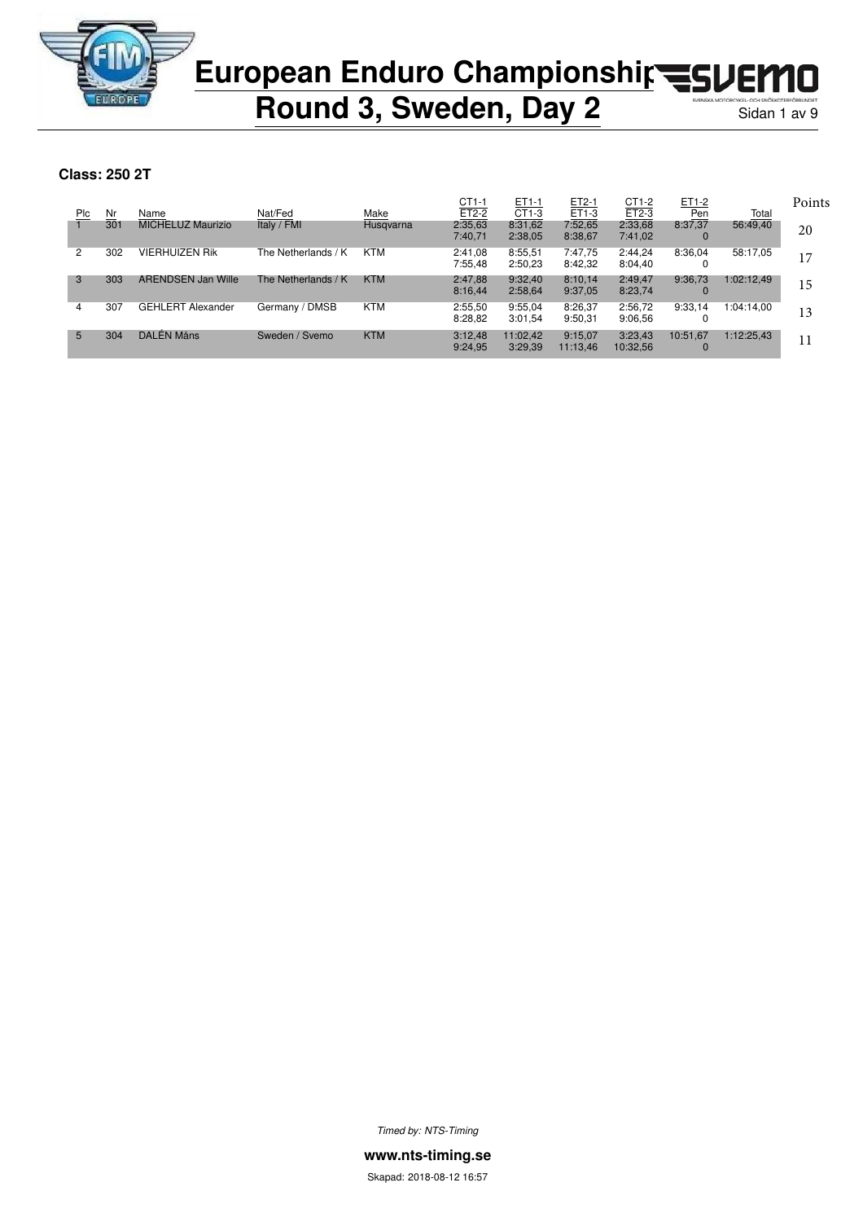# European Enduro Championship

## Round 3, Sweden, Day 2

**Class: 250 2T**

| Plc | Nr | Name | Nat/Fed | Make | CT1-1 / ET2-2 | ET1-1 / CT1-3 | ET2-1 / ET1-3 | CT1-2 / ET2-3 | ET1-2 / Pen | Total | Points |
|---|---|---|---|---|---|---|---|---|---|---|---|
| 1 | 301 | MICHELUZ Maurizio | Italy / FMI | Husqvarna | 2:35,63 / 7:40,71 | 8:31,62 / 2:38,05 | 7:52,65 / 8:38,67 | 2:33,68 / 7:41,02 | 8:37,37 / 0 | 56:49,40 | 20 |
| 2 | 302 | VIERHUIZEN Rik | The Netherlands / K | KTM | 2:41,08 / 7:55,48 | 8:55,51 / 2:50,23 | 7:47,75 / 8:42,32 | 2:44,24 / 8:04,40 | 8:36,04 / 0 | 58:17,05 | 17 |
| 3 | 303 | ARENDSEN Jan Wille | The Netherlands / K | KTM | 2:47,88 / 8:16,44 | 9:32,40 / 2:58,64 | 8:10,14 / 9:37,05 | 2:49,47 / 8:23,74 | 9:36,73 / 0 | 1:02:12,49 | 15 |
| 4 | 307 | GEHLERT Alexander | Germany / DMSB | KTM | 2:55,50 / 8:28,82 | 9:55,04 / 3:01,54 | 8:26,37 / 9:50,31 | 2:56,72 / 9:06,56 | 9:33,14 / 0 | 1:04:14,00 | 13 |
| 5 | 304 | DALÉN Måns | Sweden / Svemo | KTM | 3:12,48 / 9:24,95 | 11:02,42 / 3:29,39 | 9:15,07 / 11:13,46 | 3:23,43 / 10:32,56 | 10:51,67 / 0 | 1:12:25,43 | 11 |

*Timed by: NTS-Timing*

**www.nts-timing.se**

Skapad: 2018-08-12 16:57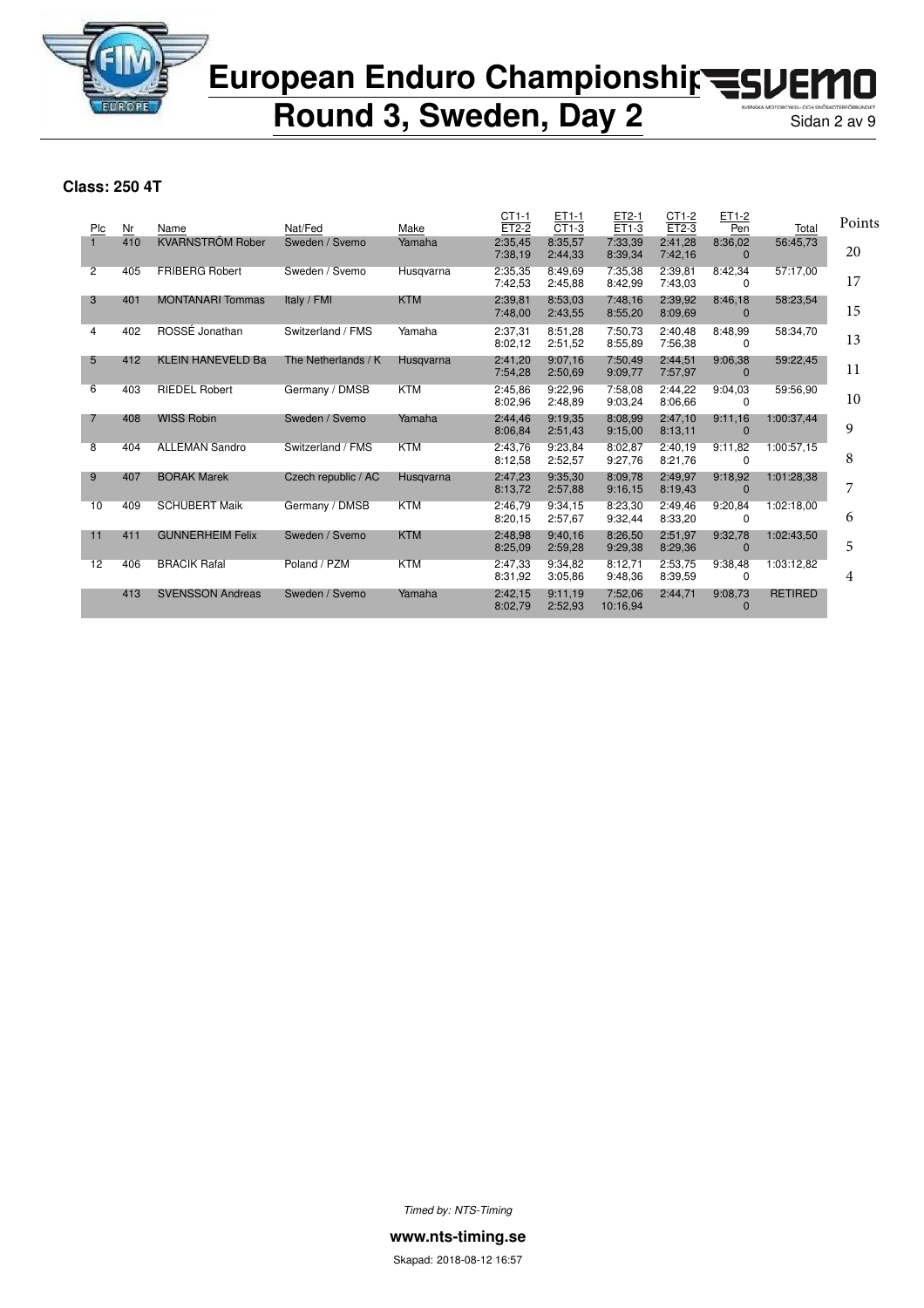# European Enduro Championship
## Round 3, Sweden, Day 2

**Class: 250 4T**

| Plc | Nr | Name | Nat/Fed | Make | CT1-1 / ET2-2 | ET1-1 / CT1-3 | ET2-1 / ET1-3 | CT1-2 / ET2-3 | ET1-2 / Pen | Total | Points |
|---|---|---|---|---|---|---|---|---|---|---|---|
| 1 | 410 | KVARNSTRÖM Rober | Sweden / Svemo | Yamaha | 2:35,45 / 7:38,19 | 8:35,57 / 2:44,33 | 7:33,39 / 8:39,34 | 2:41,28 / 7:42,16 | 8:36,02 / 0 | 56:45,73 | 20 |
| 2 | 405 | FRIBERG Robert | Sweden / Svemo | Husqvarna | 2:35,35 / 7:42,53 | 8:49,69 / 2:45,88 | 7:35,38 / 8:42,99 | 2:39,81 / 7:43,03 | 8:42,34 / 0 | 57:17,00 | 17 |
| 3 | 401 | MONTANARI Tommas | Italy / FMI | KTM | 2:39,81 / 7:48,00 | 8:53,03 / 2:43,55 | 7:48,16 / 8:55,20 | 2:39,92 / 8:09,69 | 8:46,18 / 0 | 58:23,54 | 15 |
| 4 | 402 | ROSSÉ Jonathan | Switzerland / FMS | Yamaha | 2:37,31 / 8:02,12 | 8:51,28 / 2:51,52 | 7:50,73 / 8:55,89 | 2:40,48 / 7:56,38 | 8:48,99 / 0 | 58:34,70 | 13 |
| 5 | 412 | KLEIN HANEVELD Ba | The Netherlands / K | Husqvarna | 2:41,20 / 7:54,28 | 9:07,16 / 2:50,69 | 7:50,49 / 9:09,77 | 2:44,51 / 7:57,97 | 9:06,38 / 0 | 59:22,45 | 11 |
| 6 | 403 | RIEDEL Robert | Germany / DMSB | KTM | 2:45,86 / 8:02,96 | 9:22,96 / 2:48,89 | 7:58,08 / 9:03,24 | 2:44,22 / 8:06,66 | 9:04,03 / 0 | 59:56,90 | 10 |
| 7 | 408 | WISS Robin | Sweden / Svemo | Yamaha | 2:44,46 / 8:06,84 | 9:19,35 / 2:51,43 | 8:08,99 / 9:15,00 | 2:47,10 / 8:13,11 | 9:11,16 / 0 | 1:00:37,44 | 9 |
| 8 | 404 | ALLEMAN Sandro | Switzerland / FMS | KTM | 2:43,76 / 8:12,58 | 9:23,84 / 2:52,57 | 8:02,87 / 9:27,76 | 2:40,19 / 8:21,76 | 9:11,82 / 0 | 1:00:57,15 | 8 |
| 9 | 407 | BORAK Marek | Czech republic / AC | Husqvarna | 2:47,23 / 8:13,72 | 9:35,30 / 2:57,88 | 8:09,78 / 9:16,15 | 2:49,97 / 8:19,43 | 9:18,92 / 0 | 1:01:28,38 | 7 |
| 10 | 409 | SCHUBERT Maik | Germany / DMSB | KTM | 2:46,79 / 8:20,15 | 9:34,15 / 2:57,67 | 8:23,30 / 9:32,44 | 2:49,46 / 8:33,20 | 9:20,84 / 0 | 1:02:18,00 | 6 |
| 11 | 411 | GUNNERHEIM Felix | Sweden / Svemo | KTM | 2:48,98 / 8:25,09 | 9:40,16 / 2:59,28 | 8:26,50 / 9:29,38 | 2:51,97 / 8:29,36 | 9:32,78 / 0 | 1:02:43,50 | 5 |
| 12 | 406 | BRACIK Rafal | Poland / PZM | KTM | 2:47,33 / 8:31,92 | 9:34,82 / 3:05,86 | 8:12,71 / 9:48,36 | 2:53,75 / 8:39,59 | 9:38,48 / 0 | 1:03:12,82 | 4 |
| | 413 | SVENSSON Andreas | Sweden / Svemo | Yamaha | 2:42,15 / 8:02,79 | 9:11,19 / 2:52,93 | 7:52,06 / 10:16,94 | 2:44,71 | 9:08,73 / 0 | RETIRED | |

*Timed by: NTS-Timing*

**www.nts-timing.se**

Skapad: 2018-08-12 16:57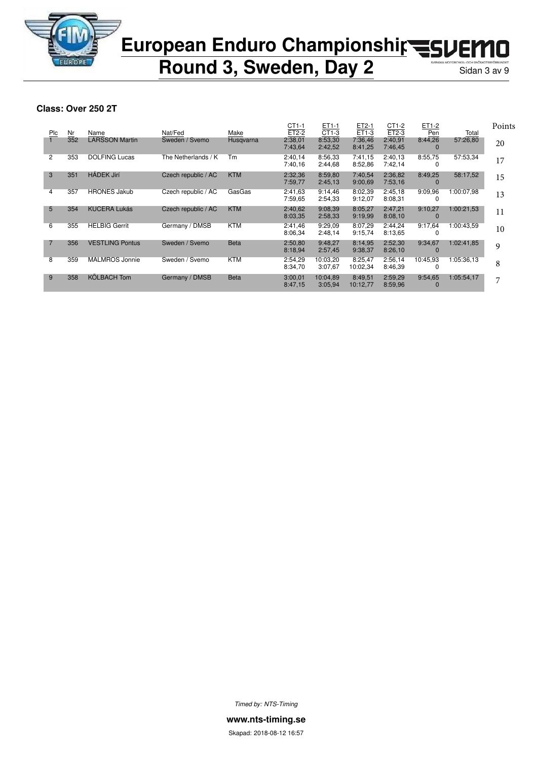# European Enduro Championship
## Round 3, Sweden, Day 2

### Class: Over 250 2T

| Plc | Nr | Name | Nat/Fed | Make | CT1-1 / ET2-2 | ET1-1 / CT1-3 | ET2-1 / ET1-3 | CT1-2 / ET2-3 | ET1-2 / Pen | Total | Points |
|---|---|---|---|---|---|---|---|---|---|---|---|
| 1 | 352 | LARSSON Martin | Sweden / Svemo | Husqvarna | 2:38,01<br>7:43,64 | 8:53,30<br>2:42,52 | 7:36,46<br>8:41,25 | 2:40,91<br>7:46,45 | 8:44,26<br>0 | 57:26,80 | 20 |
| 2 | 353 | DOLFING Lucas | The Netherlands / K | Tm | 2:40,14<br>7:40,16 | 8:56,33<br>2:44,68 | 7:41,15<br>8:52,86 | 2:40,13<br>7:42,14 | 8:55,75<br>0 | 57:53,34 | 17 |
| 3 | 351 | HÁDEK Jirí | Czech republic / AC | KTM | 2:32,36<br>7:59,77 | 8:59,80<br>2:45,13 | 7:40,54<br>9:00,69 | 2:36,82<br>7:53,16 | 8:49,25<br>0 | 58:17,52 | 15 |
| 4 | 357 | HRONES Jakub | Czech republic / AC | GasGas | 2:41,63<br>7:59,65 | 9:14,46<br>2:54,33 | 8:02,39<br>9:12,07 | 2:45,18<br>8:08,31 | 9:09,96<br>0 | 1:00:07,98 | 13 |
| 5 | 354 | KUCERA Lukás | Czech republic / AC | KTM | 2:40,62<br>8:03,35 | 9:08,39<br>2:58,33 | 8:05,27<br>9:19,99 | 2:47,21<br>8:08,10 | 9:10,27<br>0 | 1:00:21,53 | 11 |
| 6 | 355 | HELBIG Gerrit | Germany / DMSB | KTM | 2:41,46<br>8:06,34 | 9:29,09<br>2:48,14 | 8:07,29<br>9:15,74 | 2:44,24<br>8:13,65 | 9:17,64<br>0 | 1:00:43,59 | 10 |
| 7 | 356 | VESTLING Pontus | Sweden / Svemo | Beta | 2:50,80<br>8:18,94 | 9:48,27<br>2:57,45 | 8:14,95<br>9:38,37 | 2:52,30<br>8:26,10 | 9:34,67<br>0 | 1:02:41,85 | 9 |
| 8 | 359 | MALMROS Jonnie | Sweden / Svemo | KTM | 2:54,29<br>8:34,70 | 10:03,20<br>3:07,67 | 8:25,47<br>10:02,34 | 2:56,14<br>8:46,39 | 10:45,93<br>0 | 1:05:36,13 | 8 |
| 9 | 358 | KÖLBACH Tom | Germany / DMSB | Beta | 3:00,01<br>8:47,15 | 10:04,89<br>3:05,94 | 8:49,51<br>10:12,77 | 2:59,29<br>8:59,96 | 9:54,65<br>0 | 1:05:54,17 | 7 |

*Timed by: NTS-Timing*

**www.nts-timing.se**

Skapad: 2018-08-12 16:57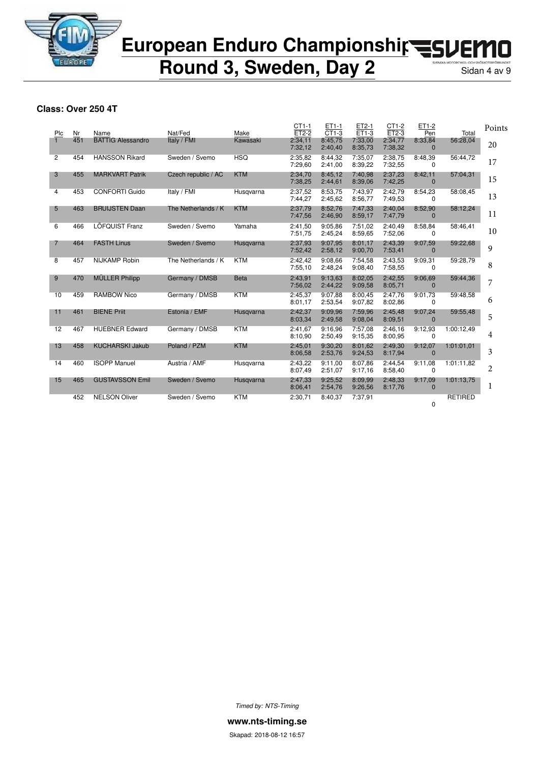# European Enduro Championship

# Round 3, Sweden, Day 2

**Class: Over 250 4T**

| Plc | Nr | Name | Nat/Fed | Make | CT1-1 / ET2-2 | ET1-1 / CT1-3 | ET2-1 / ET1-3 | CT1-2 / ET2-3 | ET1-2 / Pen | Total | Points |
|---|---|---|---|---|---|---|---|---|---|---|---|
| 1 | 451 | BATTIG Alessandro | Italy / FMI | Kawasaki | 2:34,11 / 7:32,12 | 8:45,75 / 2:40,40 | 7:33,00 / 8:35,73 | 2:34,77 / 7:38,32 | 8:33,84 / 0 | 56:28,04 | 20 |
| 2 | 454 | HANSSON Rikard | Sweden / Svemo | HSQ | 2:35,82 / 7:29,60 | 8:44,32 / 2:41,00 | 7:35,07 / 8:39,22 | 2:38,75 / 7:32,55 | 8:48,39 / 0 | 56:44,72 | 17 |
| 3 | 455 | MARKVART Patrik | Czech republic / AC | KTM | 2:34,70 / 7:38,25 | 8:45,12 / 2:44,61 | 7:40,98 / 8:39,06 | 2:37,23 / 7:42,25 | 8:42,11 / 0 | 57:04,31 | 15 |
| 4 | 453 | CONFORTI Guido | Italy / FMI | Husqvarna | 2:37,52 / 7:44,27 | 8:53,75 / 2:45,62 | 7:43,97 / 8:56,77 | 2:42,79 / 7:49,53 | 8:54,23 / 0 | 58:08,45 | 13 |
| 5 | 463 | BRUIJSTEN Daan | The Netherlands / K | KTM | 2:37,79 / 7:47,56 | 8:52,76 / 2:46,90 | 7:47,33 / 8:59,17 | 2:40,04 / 7:47,79 | 8:52,90 / 0 | 58:12,24 | 11 |
| 6 | 466 | LÖFQUIST Franz | Sweden / Svemo | Yamaha | 2:41,50 / 7:51,75 | 9:05,86 / 2:45,24 | 7:51,02 / 8:59,65 | 2:40,49 / 7:52,06 | 8:58,84 / 0 | 58:46,41 | 10 |
| 7 | 464 | FASTH Linus | Sweden / Svemo | Husqvarna | 2:37,93 / 7:52,42 | 9:07,95 / 2:58,12 | 8:01,17 / 9:00,70 | 2:43,39 / 7:53,41 | 9:07,59 / 0 | 59:22,68 | 9 |
| 8 | 457 | NIJKAMP Robin | The Netherlands / K | KTM | 2:42,42 / 7:55,10 | 9:08,66 / 2:48,24 | 7:54,58 / 9:08,40 | 2:43,53 / 7:58,55 | 9:09,31 / 0 | 59:28,79 | 8 |
| 9 | 470 | MÜLLER Philipp | Germany / DMSB | Beta | 2:43,91 / 7:56,02 | 9:13,63 / 2:44,22 | 8:02,05 / 9:09,58 | 2:42,55 / 8:05,71 | 9:06,69 / 0 | 59:44,36 | 7 |
| 10 | 459 | RAMBOW Nico | Germany / DMSB | KTM | 2:45,37 / 8:01,17 | 9:07,88 / 2:53,54 | 8:00,45 / 9:07,82 | 2:47,76 / 8:02,86 | 9:01,73 / 0 | 59:48,58 | 6 |
| 11 | 461 | BIENE Priit | Estonia / EMF | Husqvarna | 2:42,37 / 8:03,34 | 9:09,96 / 2:49,58 | 7:59,96 / 9:08,04 | 2:45,48 / 8:09,51 | 9:07,24 / 0 | 59:55,48 | 5 |
| 12 | 467 | HUEBNER Edward | Germany / DMSB | KTM | 2:41,67 / 8:10,90 | 9:16,96 / 2:50,49 | 7:57,08 / 9:15,35 | 2:46,16 / 8:00,95 | 9:12,93 / 0 | 1:00:12,49 | 4 |
| 13 | 458 | KUCHARSKI Jakub | Poland / PZM | KTM | 2:45,01 / 8:06,58 | 9:30,20 / 2:53,76 | 8:01,62 / 9:24,53 | 2:49,30 / 8:17,94 | 9:12,07 / 0 | 1:01:01,01 | 3 |
| 14 | 460 | ISOPP Manuel | Austria / AMF | Husqvarna | 2:43,22 / 8:07,49 | 9:11,00 / 2:51,07 | 8:07,86 / 9:17,16 | 2:44,54 / 8:58,40 | 9:11,08 / 0 | 1:01:11,82 | 2 |
| 15 | 465 | GUSTAVSSON Emil | Sweden / Svemo | Husqvarna | 2:47,33 / 8:06,41 | 9:25,52 / 2:54,76 | 8:09,99 / 9:26,56 | 2:48,33 / 8:17,76 | 9:17,09 / 0 | 1:01:13,75 | 1 |
| | 452 | NELSON Oliver | Sweden / Svemo | KTM | 2:30,71 | 8:40,37 | 7:37,91 | | 0 | RETIRED | |

*Timed by: NTS-Timing*

**www.nts-timing.se**

Skapad: 2018-08-12 16:57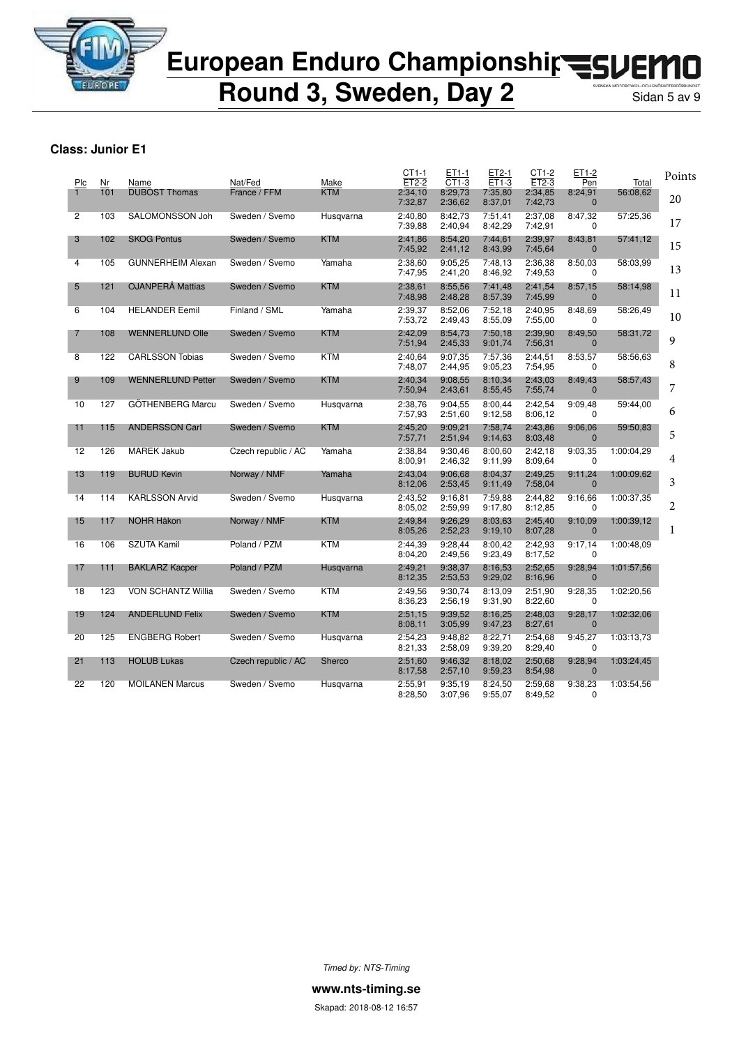# European Enduro Championship
# Round 3, Sweden, Day 2

**Class: Junior E1**

| Plc | Nr | Name | Nat/Fed | Make | CT1-1 / ET2-2 | ET1-1 / CT1-3 | ET2-1 / ET1-3 | CT1-2 / ET2-3 | ET1-2 / Pen | Total | Points |
|---|---|---|---|---|---|---|---|---|---|---|---|
| 1 | 101 | DUBOST Thomas | France / FFM | KTM | 2:34,10 / 7:32,87 | 8:29,73 / 2:36,62 | 7:35,80 / 8:37,01 | 2:34,85 / 7:42,73 | 8:24,91 / 0 | 56:08,62 | 20 |
| 2 | 103 | SALOMONSSON Joh | Sweden / Svemo | Husqvarna | 2:40,80 / 7:39,88 | 8:42,73 / 2:40,94 | 7:51,41 / 8:42,29 | 2:37,08 / 7:42,91 | 8:47,32 / 0 | 57:25,36 | 17 |
| 3 | 102 | SKOG Pontus | Sweden / Svemo | KTM | 2:41,86 / 7:45,92 | 8:54,20 / 2:41,12 | 7:44,61 / 8:43,99 | 2:39,97 / 7:45,64 | 8:43,81 / 0 | 57:41,12 | 15 |
| 4 | 105 | GUNNERHEIM Alexan | Sweden / Svemo | Yamaha | 2:38,60 / 7:47,95 | 9:05,25 / 2:41,20 | 7:48,13 / 8:46,92 | 2:36,38 / 7:49,53 | 8:50,03 / 0 | 58:03,99 | 13 |
| 5 | 121 | OJANPERÄ Mattias | Sweden / Svemo | KTM | 2:38,61 / 7:48,98 | 8:55,56 / 2:48,28 | 7:41,48 / 8:57,39 | 2:41,54 / 7:45,99 | 8:57,15 / 0 | 58:14,98 | 11 |
| 6 | 104 | HELANDER Eemil | Finland / SML | Yamaha | 2:39,37 / 7:53,72 | 8:52,06 / 2:49,43 | 7:52,18 / 8:55,09 | 2:40,95 / 7:55,00 | 8:48,69 / 0 | 58:26,49 | 10 |
| 7 | 108 | WENNERLUND Olle | Sweden / Svemo | KTM | 2:42,09 / 7:51,94 | 8:54,73 / 2:45,33 | 7:50,18 / 9:01,74 | 2:39,90 / 7:56,31 | 8:49,50 / 0 | 58:31,72 | 9 |
| 8 | 122 | CARLSSON Tobias | Sweden / Svemo | KTM | 2:40,64 / 7:48,07 | 9:07,35 / 2:44,95 | 7:57,36 / 9:05,23 | 2:44,51 / 7:54,95 | 8:53,57 / 0 | 58:56,63 | 8 |
| 9 | 109 | WENNERLUND Petter | Sweden / Svemo | KTM | 2:40,34 / 7:50,94 | 9:08,55 / 2:43,61 | 8:10,34 / 8:55,45 | 2:43,03 / 7:55,74 | 8:49,43 / 0 | 58:57,43 | 7 |
| 10 | 127 | GÖTHENBERG Marcu | Sweden / Svemo | Husqvarna | 2:38,76 / 7:57,93 | 9:04,55 / 2:51,60 | 8:00,44 / 9:12,58 | 2:42,54 / 8:06,12 | 9:09,48 / 0 | 59:44,00 | 6 |
| 11 | 115 | ANDERSSON Carl | Sweden / Svemo | KTM | 2:45,20 / 7:57,71 | 9:09,21 / 2:51,94 | 7:58,74 / 9:14,63 | 2:43,86 / 8:03,48 | 9:06,06 / 0 | 59:50,83 | 5 |
| 12 | 126 | MAREK Jakub | Czech republic / AC | Yamaha | 2:38,84 / 8:00,91 | 9:30,46 / 2:46,32 | 8:00,60 / 9:11,99 | 2:42,18 / 8:09,64 | 9:03,35 / 0 | 1:00:04,29 | 4 |
| 13 | 119 | BURUD Kevin | Norway / NMF | Yamaha | 2:43,04 / 8:12,06 | 9:06,68 / 2:53,45 | 8:04,37 / 9:11,49 | 2:49,25 / 7:58,04 | 9:11,24 / 0 | 1:00:09,62 | 3 |
| 14 | 114 | KARLSSON Arvid | Sweden / Svemo | Husqvarna | 2:43,52 / 8:05,02 | 9:16,81 / 2:59,99 | 7:59,88 / 9:17,80 | 2:44,82 / 8:12,85 | 9:16,66 / 0 | 1:00:37,35 | 2 |
| 15 | 117 | NOHR Håkon | Norway / NMF | KTM | 2:49,84 / 8:05,26 | 9:26,29 / 2:52,23 | 8:03,63 / 9:19,10 | 2:45,40 / 8:07,28 | 9:10,09 / 0 | 1:00:39,12 | 1 |
| 16 | 106 | SZUTA Kamil | Poland / PZM | KTM | 2:44,39 / 8:04,20 | 9:28,44 / 2:49,56 | 8:00,42 / 9:23,49 | 2:42,93 / 8:17,52 | 9:17,14 / 0 | 1:00:48,09 | |
| 17 | 111 | BAKLARZ Kacper | Poland / PZM | Husqvarna | 2:49,21 / 8:12,35 | 9:38,37 / 2:53,53 | 8:16,53 / 9:29,02 | 2:52,65 / 8:16,96 | 9:28,94 / 0 | 1:01:57,56 | |
| 18 | 123 | VON SCHANTZ Willia | Sweden / Svemo | KTM | 2:49,56 / 8:36,23 | 9:30,74 / 2:56,19 | 8:13,09 / 9:31,90 | 2:51,90 / 8:22,60 | 9:28,35 / 0 | 1:02:20,56 | |
| 19 | 124 | ANDERLUND Felix | Sweden / Svemo | KTM | 2:51,15 / 8:08,11 | 9:39,52 / 3:05,99 | 8:16,25 / 9:47,23 | 2:48,03 / 8:27,61 | 9:28,17 / 0 | 1:02:32,06 | |
| 20 | 125 | ENGBERG Robert | Sweden / Svemo | Husqvarna | 2:54,23 / 8:21,33 | 9:48,82 / 2:58,09 | 8:22,71 / 9:39,20 | 2:54,68 / 8:29,40 | 9:45,27 / 0 | 1:03:13,73 | |
| 21 | 113 | HOLUB Lukas | Czech republic / AC | Sherco | 2:51,60 / 8:17,58 | 9:46,32 / 2:57,10 | 8:18,02 / 9:59,23 | 2:50,68 / 8:54,98 | 9:28,94 / 0 | 1:03:24,45 | |
| 22 | 120 | MOILANEN Marcus | Sweden / Svemo | Husqvarna | 2:55,91 / 8:28,50 | 9:35,19 / 3:07,96 | 8:24,50 / 9:55,07 | 2:59,68 / 8:49,52 | 9:38,23 / 0 | 1:03:54,56 | |

*Timed by: NTS-Timing*

**www.nts-timing.se**

Skapad: 2018-08-12 16:57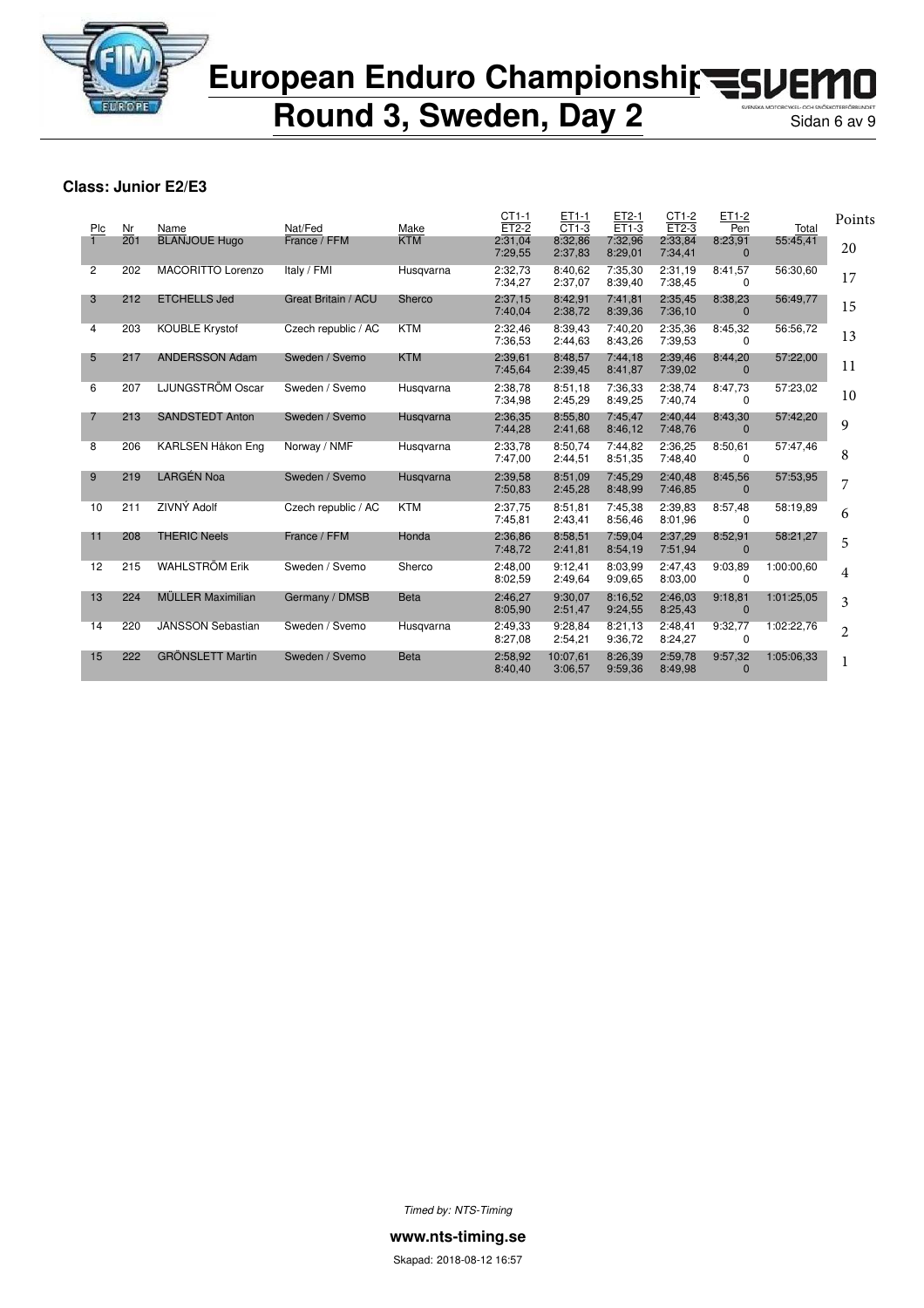# European Enduro Championship
# Round 3, Sweden, Day 2

**Class: Junior E2/E3**

| Plc | Nr | Name | Nat/Fed | Make | CT1-1 / ET2-2 | ET1-1 / CT1-3 | ET2-1 / ET1-3 | CT1-2 / ET2-3 | ET1-2 / Pen | Total | Points |
|---|---|---|---|---|---|---|---|---|---|---|---|
| 1 | 201 | BLANJOUE Hugo | France / FFM | KTM | 2:31,04 / 7:29,55 | 8:32,86 / 2:37,83 | 7:32,96 / 8:29,01 | 2:33,84 / 7:34,41 | 8:23,91 / 0 | 55:45,41 | 20 |
| 2 | 202 | MACORITTO Lorenzo | Italy / FMI | Husqvarna | 2:32,73 / 7:34,27 | 8:40,62 / 2:37,07 | 7:35,30 / 8:39,40 | 2:31,19 / 7:38,45 | 8:41,57 / 0 | 56:30,60 | 17 |
| 3 | 212 | ETCHELLS Jed | Great Britain / ACU | Sherco | 2:37,15 / 7:40,04 | 8:42,91 / 2:38,72 | 7:41,81 / 8:39,36 | 2:35,45 / 7:36,10 | 8:38,23 / 0 | 56:49,77 | 15 |
| 4 | 203 | KOUBLE Krystof | Czech republic / AC | KTM | 2:32,46 / 7:36,53 | 8:39,43 / 2:44,63 | 7:40,20 / 8:43,26 | 2:35,36 / 7:39,53 | 8:45,32 / 0 | 56:56,72 | 13 |
| 5 | 217 | ANDERSSON Adam | Sweden / Svemo | KTM | 2:39,61 / 7:45,64 | 8:48,57 / 2:39,45 | 7:44,18 / 8:41,87 | 2:39,46 / 7:39,02 | 8:44,20 / 0 | 57:22,00 | 11 |
| 6 | 207 | LJUNGSTRÖM Oscar | Sweden / Svemo | Husqvarna | 2:38,78 / 7:34,98 | 8:51,18 / 2:45,29 | 7:36,33 / 8:49,25 | 2:38,74 / 7:40,74 | 8:47,73 / 0 | 57:23,02 | 10 |
| 7 | 213 | SANDSTEDT Anton | Sweden / Svemo | Husqvarna | 2:36,35 / 7:44,28 | 8:55,80 / 2:41,68 | 7:45,47 / 8:46,12 | 2:40,44 / 7:48,76 | 8:43,30 / 0 | 57:42,20 | 9 |
| 8 | 206 | KARLSEN Håkon Eng | Norway / NMF | Husqvarna | 2:33,78 / 7:47,00 | 8:50,74 / 2:44,51 | 7:44,82 / 8:51,35 | 2:36,25 / 7:48,40 | 8:50,61 / 0 | 57:47,46 | 8 |
| 9 | 219 | LARGÉN Noa | Sweden / Svemo | Husqvarna | 2:39,58 / 7:50,83 | 8:51,09 / 2:45,28 | 7:45,29 / 8:48,99 | 2:40,48 / 7:46,85 | 8:45,56 / 0 | 57:53,95 | 7 |
| 10 | 211 | ZIVNÝ Adolf | Czech republic / AC | KTM | 2:37,75 / 7:45,81 | 8:51,81 / 2:43,41 | 7:45,38 / 8:56,46 | 2:39,83 / 8:01,96 | 8:57,48 / 0 | 58:19,89 | 6 |
| 11 | 208 | THERIC Neels | France / FFM | Honda | 2:36,86 / 7:48,72 | 8:58,51 / 2:41,81 | 7:59,04 / 8:54,19 | 2:37,29 / 7:51,94 | 8:52,91 / 0 | 58:21,27 | 5 |
| 12 | 215 | WAHLSTRÖM Erik | Sweden / Svemo | Sherco | 2:48,00 / 8:02,59 | 9:12,41 / 2:49,64 | 8:03,99 / 9:09,65 | 2:47,43 / 8:03,00 | 9:03,89 / 0 | 1:00:00,60 | 4 |
| 13 | 224 | MÜLLER Maximilian | Germany / DMSB | Beta | 2:46,27 / 8:05,90 | 9:30,07 / 2:51,47 | 8:16,52 / 9:24,55 | 2:46,03 / 8:25,43 | 9:18,81 / 0 | 1:01:25,05 | 3 |
| 14 | 220 | JANSSON Sebastian | Sweden / Svemo | Husqvarna | 2:49,33 / 8:27,08 | 9:28,84 / 2:54,21 | 8:21,13 / 9:36,72 | 2:48,41 / 8:24,27 | 9:32,77 / 0 | 1:02:22,76 | 2 |
| 15 | 222 | GRÖNSLETT Martin | Sweden / Svemo | Beta | 2:58,92 / 8:40,40 | 10:07,61 / 3:06,57 | 8:26,39 / 9:59,36 | 2:59,78 / 8:49,98 | 9:57,32 / 0 | 1:05:06,33 | 1 |

*Timed by: NTS-Timing*

**www.nts-timing.se**

Skapad: 2018-08-12 16:57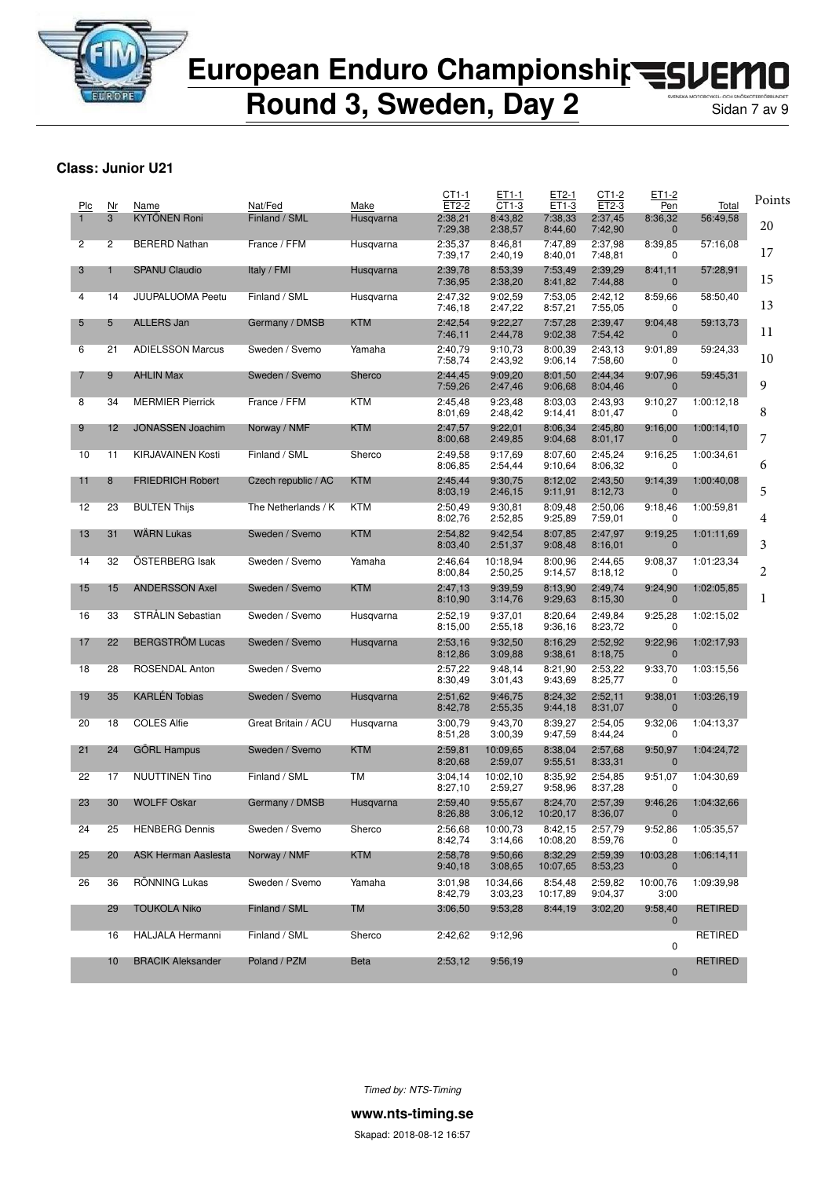# European Enduro Championship

## Round 3, Sweden, Day 2

### Class: Junior U21

| Plc | Nr | Name | Nat/Fed | Make | CT1-1 / ET2-2 | ET1-1 / CT1-3 | ET2-1 / ET1-3 | CT1-2 / ET2-3 | ET1-2 / Pen | Total | Points |
|---|---|---|---|---|---|---|---|---|---|---|---|
| 1 | 3 | KYTÖNEN Roni | Finland / SML | Husqvarna | 2:38,21 / 7:29,38 | 8:43,82 / 2:38,57 | 7:38,33 / 8:44,60 | 2:37,45 / 7:42,90 | 8:36,32 / 0 | 56:49,58 | 20 |
| 2 | 2 | BERERD Nathan | France / FFM | Husqvarna | 2:35,37 / 7:39,17 | 8:46,81 / 2:40,19 | 7:47,89 / 8:40,01 | 2:37,98 / 7:48,81 | 8:39,85 / 0 | 57:16,08 | 17 |
| 3 | 1 | SPANU Claudio | Italy / FMI | Husqvarna | 2:39,78 / 7:36,95 | 8:53,39 / 2:38,20 | 7:53,49 / 8:41,82 | 2:39,29 / 7:44,88 | 8:41,11 / 0 | 57:28,91 | 15 |
| 4 | 14 | JUUPALUOMA Peetu | Finland / SML | Husqvarna | 2:47,32 / 7:46,18 | 9:02,59 / 2:47,22 | 7:53,05 / 8:57,21 | 2:42,12 / 7:55,05 | 8:59,66 / 0 | 58:50,40 | 13 |
| 5 | 5 | ALLERS Jan | Germany / DMSB | KTM | 2:42,54 / 7:46,11 | 9:22,27 / 2:44,78 | 7:57,28 / 9:02,38 | 2:39,47 / 7:54,42 | 9:04,48 / 0 | 59:13,73 | 11 |
| 6 | 21 | ADIELSSON Marcus | Sweden / Svemo | Yamaha | 2:40,79 / 7:58,74 | 9:10,73 / 2:43,92 | 8:00,39 / 9:06,14 | 2:43,13 / 7:58,60 | 9:01,89 / 0 | 59:24,33 | 10 |
| 7 | 9 | AHLIN Max | Sweden / Svemo | Sherco | 2:44,45 / 7:59,26 | 9:09,20 / 2:47,46 | 8:01,50 / 9:06,68 | 2:44,34 / 8:04,46 | 9:07,96 / 0 | 59:45,31 | 9 |
| 8 | 34 | MERMIER Pierrick | France / FFM | KTM | 2:45,48 / 8:01,69 | 9:23,48 / 2:48,42 | 8:03,03 / 9:14,41 | 2:43,93 / 8:01,47 | 9:10,27 / 0 | 1:00:12,18 | 8 |
| 9 | 12 | JONASSEN Joachim | Norway / NMF | KTM | 2:47,57 / 8:00,68 | 9:22,01 / 2:49,85 | 8:06,34 / 9:04,68 | 2:45,80 / 8:01,17 | 9:16,00 / 0 | 1:00:14,10 | 7 |
| 10 | 11 | KIRJAVAINEN Kosti | Finland / SML | Sherco | 2:49,58 / 8:06,85 | 9:17,69 / 2:54,44 | 8:07,60 / 9:10,64 | 2:45,24 / 8:06,32 | 9:16,25 / 0 | 1:00:34,61 | 6 |
| 11 | 8 | FRIEDRICH Robert | Czech republic / AC | KTM | 2:45,44 / 8:03,19 | 9:30,75 / 2:46,15 | 8:12,02 / 9:11,91 | 2:43,50 / 8:12,73 | 9:14,39 / 0 | 1:00:40,08 | 5 |
| 12 | 23 | BULTEN Thijs | The Netherlands / K | KTM | 2:50,49 / 8:02,76 | 9:30,81 / 2:52,85 | 8:09,48 / 9:25,89 | 2:50,06 / 7:59,01 | 9:18,46 / 0 | 1:00:59,81 | 4 |
| 13 | 31 | WÅRN Lukas | Sweden / Svemo | KTM | 2:54,82 / 8:03,40 | 9:42,54 / 2:51,37 | 8:07,85 / 9:08,48 | 2:47,97 / 8:16,01 | 9:19,25 / 0 | 1:01:11,69 | 3 |
| 14 | 32 | ÖSTERBERG Isak | Sweden / Svemo | Yamaha | 2:46,64 / 8:00,84 | 10:18,94 / 2:50,25 | 8:00,96 / 9:14,57 | 2:44,65 / 8:18,12 | 9:08,37 / 0 | 1:01:23,34 | 2 |
| 15 | 15 | ANDERSSON Axel | Sweden / Svemo | KTM | 2:47,13 / 8:10,90 | 9:39,59 / 3:14,76 | 8:13,90 / 9:29,63 | 2:49,74 / 8:15,30 | 9:24,90 / 0 | 1:02:05,85 | 1 |
| 16 | 33 | STRÅLIN Sebastian | Sweden / Svemo | Husqvarna | 2:52,19 / 8:15,00 | 9:37,01 / 2:55,18 | 8:20,64 / 9:36,16 | 2:49,84 / 8:23,72 | 9:25,28 / 0 | 1:02:15,02 | |
| 17 | 22 | BERGSTRÖM Lucas | Sweden / Svemo | Husqvarna | 2:53,16 / 8:12,86 | 9:32,50 / 3:09,88 | 8:16,29 / 9:38,61 | 2:52,92 / 8:18,75 | 9:22,96 / 0 | 1:02:17,93 | |
| 18 | 28 | ROSENDAL Anton | Sweden / Svemo | | 2:57,22 / 8:30,49 | 9:48,14 / 3:01,43 | 8:21,90 / 9:43,69 | 2:53,22 / 8:25,77 | 9:33,70 / 0 | 1:03:15,56 | |
| 19 | 35 | KARLÉN Tobias | Sweden / Svemo | Husqvarna | 2:51,62 / 8:42,78 | 9:46,75 / 2:55,35 | 8:24,32 / 9:44,18 | 2:52,11 / 8:31,07 | 9:38,01 / 0 | 1:03:26,19 | |
| 20 | 18 | COLES Alfie | Great Britain / ACU | Husqvarna | 3:00,79 / 8:51,28 | 9:43,70 / 3:00,39 | 8:39,27 / 9:47,59 | 2:54,05 / 8:44,24 | 9:32,06 / 0 | 1:04:13,37 | |
| 21 | 24 | GÖRL Hampus | Sweden / Svemo | KTM | 2:59,81 / 8:20,68 | 10:09,65 / 2:59,07 | 8:38,04 / 9:55,51 | 2:57,68 / 8:33,31 | 9:50,97 / 0 | 1:04:24,72 | |
| 22 | 17 | NUUTTINEN Tino | Finland / SML | TM | 3:04,14 / 8:27,10 | 10:02,10 / 2:59,27 | 8:35,92 / 9:58,96 | 2:54,85 / 8:37,28 | 9:51,07 / 0 | 1:04:30,69 | |
| 23 | 30 | WOLFF Oskar | Germany / DMSB | Husqvarna | 2:59,40 / 8:26,88 | 9:55,67 / 3:06,12 | 8:24,70 / 10:20,17 | 2:57,39 / 8:36,07 | 9:46,26 / 0 | 1:04:32,66 | |
| 24 | 25 | HENBERG Dennis | Sweden / Svemo | Sherco | 2:56,68 / 8:42,74 | 10:00,73 / 3:14,66 | 8:42,15 / 10:08,20 | 2:57,79 / 8:59,76 | 9:52,86 / 0 | 1:05:35,57 | |
| 25 | 20 | ASK Herman Aaslesta | Norway / NMF | KTM | 2:58,78 / 9:40,18 | 9:50,66 / 3:08,65 | 8:32,29 / 10:07,65 | 2:59,39 / 8:53,23 | 10:03,28 / 0 | 1:06:14,11 | |
| 26 | 36 | RÖNNING Lukas | Sweden / Svemo | Yamaha | 3:01,98 / 8:42,79 | 10:34,66 / 3:03,23 | 8:54,48 / 10:17,89 | 2:59,82 / 9:04,37 | 10:00,76 / 3:00 | 1:09:39,98 | |
| | 29 | TOUKOLA Niko | Finland / SML | TM | 3:06,50 | 9:53,28 | 8:44,19 | 3:02,20 | 9:58,40 / 0 | RETIRED | |
| | 16 | HALJALA Hermanni | Finland / SML | Sherco | 2:42,62 | 9:12,96 | | | 0 | RETIRED | |
| | 10 | BRACIK Aleksander | Poland / PZM | Beta | 2:53,12 | 9:56,19 | | | 0 | RETIRED | |

*Timed by: NTS-Timing*

**www.nts-timing.se**

Skapad: 2018-08-12 16:57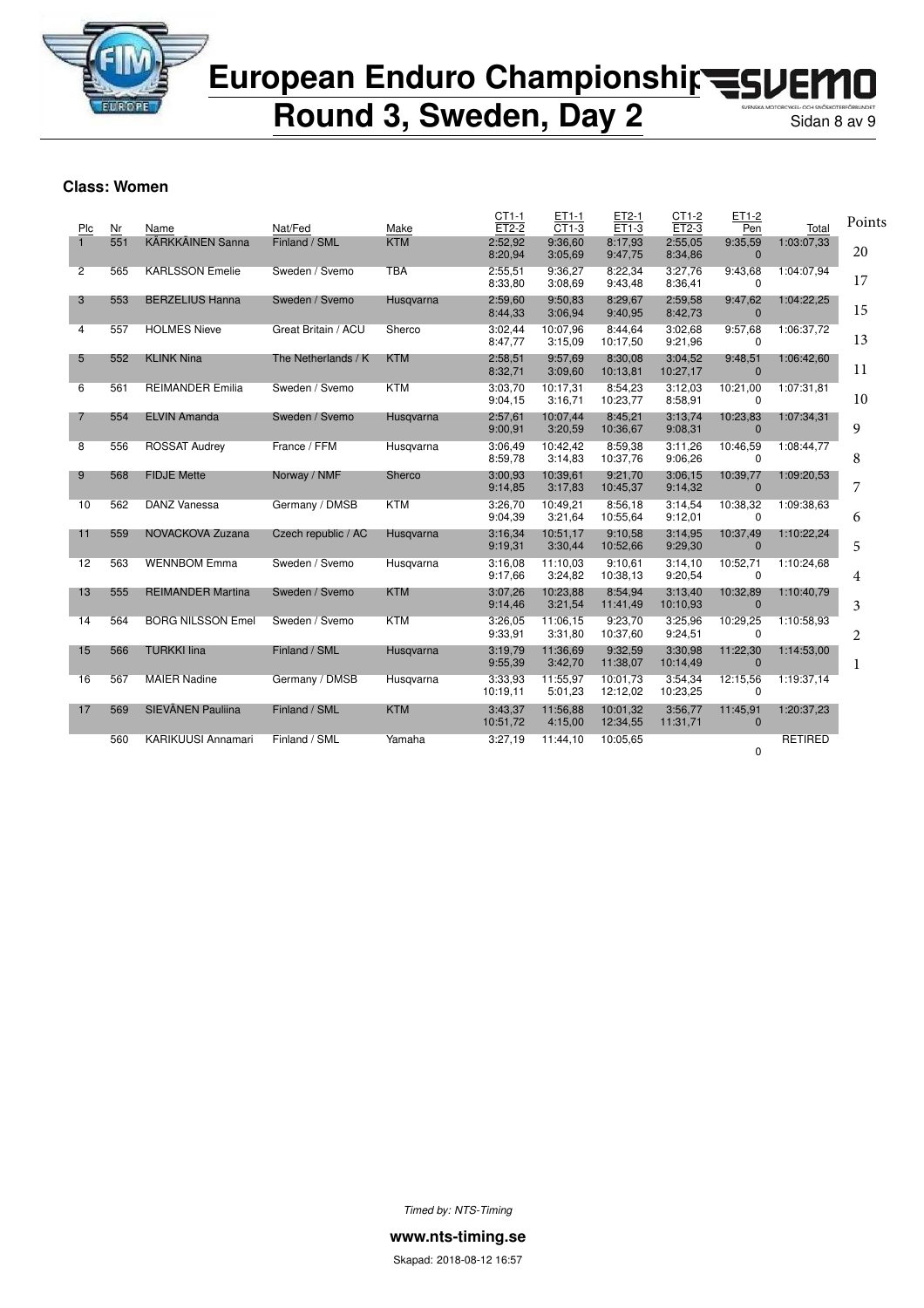# European Enduro Championship
## Round 3, Sweden, Day 2

**Class: Women**

| Plc | Nr | Name | Nat/Fed | Make | CT1-1 / ET2-2 | ET1-1 / CT1-3 | ET2-1 / ET1-3 | CT1-2 / ET2-3 | ET1-2 / Pen | Total | Points |
|---|---|---|---|---|---|---|---|---|---|---|---|
| 1 | 551 | KÄRKKÄINEN Sanna | Finland / SML | KTM | 2:52,92 / 8:20,94 | 9:36,60 / 3:05,69 | 8:17,93 / 9:47,75 | 2:55,05 / 8:34,86 | 9:35,59 / 0 | 1:03:07,33 | 20 |
| 2 | 565 | KARLSSON Emelie | Sweden / Svemo | TBA | 2:55,51 / 8:33,80 | 9:36,27 / 3:08,69 | 8:22,34 / 9:43,48 | 3:27,76 / 8:36,41 | 9:43,68 / 0 | 1:04:07,94 | 17 |
| 3 | 553 | BERZELIUS Hanna | Sweden / Svemo | Husqvarna | 2:59,60 / 8:44,33 | 9:50,83 / 3:06,94 | 8:29,67 / 9:40,95 | 2:59,58 / 8:42,73 | 9:47,62 / 0 | 1:04:22,25 | 15 |
| 4 | 557 | HOLMES Nieve | Great Britain / ACU | Sherco | 3:02,44 / 8:47,77 | 10:07,96 / 3:15,09 | 8:44,64 / 10:17,50 | 3:02,68 / 9:21,96 | 9:57,68 / 0 | 1:06:37,72 | 13 |
| 5 | 552 | KLINK Nina | The Netherlands / K | KTM | 2:58,51 / 8:32,71 | 9:57,69 / 3:09,60 | 8:30,08 / 10:13,81 | 3:04,52 / 10:27,17 | 9:48,51 / 0 | 1:06:42,60 | 11 |
| 6 | 561 | REIMANDER Emilia | Sweden / Svemo | KTM | 3:03,70 / 9:04,15 | 10:17,31 / 3:16,71 | 8:54,23 / 10:23,77 | 3:12,03 / 8:58,91 | 10:21,00 / 0 | 1:07:31,81 | 10 |
| 7 | 554 | ELVIN Amanda | Sweden / Svemo | Husqvarna | 2:57,61 / 9:00,91 | 10:07,44 / 3:20,59 | 8:45,21 / 10:36,67 | 3:13,74 / 9:08,31 | 10:23,83 / 0 | 1:07:34,31 | 9 |
| 8 | 556 | ROSSAT Audrey | France / FFM | Husqvarna | 3:06,49 / 8:59,78 | 10:42,42 / 3:14,83 | 8:59,38 / 10:37,76 | 3:11,26 / 9:06,26 | 10:46,59 / 0 | 1:08:44,77 | 8 |
| 9 | 568 | FIDJE Mette | Norway / NMF | Sherco | 3:00,93 / 9:14,85 | 10:39,61 / 3:17,83 | 9:21,70 / 10:45,37 | 3:06,15 / 9:14,32 | 10:39,77 / 0 | 1:09:20,53 | 7 |
| 10 | 562 | DANZ Vanessa | Germany / DMSB | KTM | 3:26,70 / 9:04,39 | 10:49,21 / 3:21,64 | 8:56,18 / 10:55,64 | 3:14,54 / 9:12,01 | 10:38,32 / 0 | 1:09:38,63 | 6 |
| 11 | 559 | NOVACKOVA Zuzana | Czech republic / AC | Husqvarna | 3:16,34 / 9:19,31 | 10:51,17 / 3:30,44 | 9:10,58 / 10:52,66 | 3:14,95 / 9:29,30 | 10:37,49 / 0 | 1:10:22,24 | 5 |
| 12 | 563 | WENNBOM Emma | Sweden / Svemo | Husqvarna | 3:16,08 / 9:17,66 | 11:10,03 / 3:24,82 | 9:10,61 / 10:38,13 | 3:14,10 / 9:20,54 | 10:52,71 / 0 | 1:10:24,68 | 4 |
| 13 | 555 | REIMANDER Martina | Sweden / Svemo | KTM | 3:07,26 / 9:14,46 | 10:23,88 / 3:21,54 | 8:54,94 / 11:41,49 | 3:13,40 / 10:10,93 | 10:32,89 / 0 | 1:10:40,79 | 3 |
| 14 | 564 | BORG NILSSON Emel | Sweden / Svemo | KTM | 3:26,05 / 9:33,91 | 11:06,15 / 3:31,80 | 9:23,70 / 10:37,60 | 3:25,96 / 9:24,51 | 10:29,25 / 0 | 1:10:58,93 | 2 |
| 15 | 566 | TURKKI Iina | Finland / SML | Husqvarna | 3:19,79 / 9:55,39 | 11:36,69 / 3:42,70 | 9:32,59 / 11:38,07 | 3:30,98 / 10:14,49 | 11:22,30 / 0 | 1:14:53,00 | 1 |
| 16 | 567 | MAIER Nadine | Germany / DMSB | Husqvarna | 3:33,93 / 10:19,11 | 11:55,97 / 5:01,23 | 10:01,73 / 12:12,02 | 3:54,34 / 10:23,25 | 12:15,56 / 0 | 1:19:37,14 | |
| 17 | 569 | SIEVÄNEN Pauliina | Finland / SML | KTM | 3:43,37 / 10:51,72 | 11:56,88 / 4:15,00 | 10:01,32 / 12:34,55 | 3:56,77 / 11:31,71 | 11:45,91 / 0 | 1:20:37,23 | |
| | 560 | KARIKUUSI Annamari | Finland / SML | Yamaha | 3:27,19 | 11:44,10 | 10:05,65 | | 0 | RETIRED | |

*Timed by: NTS-Timing*

**www.nts-timing.se**

Skapad: 2018-08-12 16:57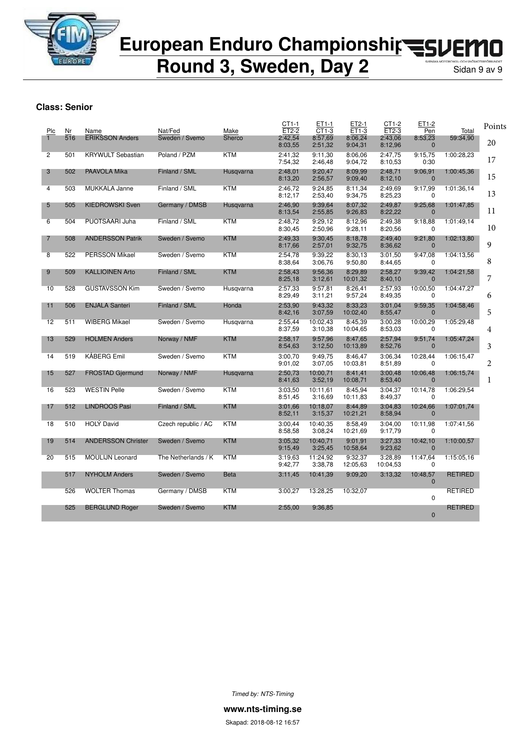# European Enduro Championship
# Round 3, Sweden, Day 2

**Class: Senior**

| Plc | Nr | Name | Nat/Fed | Make | CT1-1 / ET2-2 | ET1-1 / CT1-3 | ET2-1 / ET1-3 | CT1-2 / ET2-3 | ET1-2 / Pen | Total | Points |
|---|---|---|---|---|---|---|---|---|---|---|---|
| 1 | 516 | ERIKSSON Anders | Sweden / Svemo | Sherco | 2:42,54 / 8:03,55 | 8:57,69 / 2:51,32 | 8:06,24 / 9:04,31 | 2:43,06 / 8:12,96 | 8:53,23 / 0 | 59:34,90 | 20 |
| 2 | 501 | KRYWULT Sebastian | Poland / PZM | KTM | 2:41,32 / 7:54,32 | 9:11,30 / 2:46,48 | 8:06,06 / 9:04,72 | 2:47,75 / 8:10,53 | 9:15,75 / 0:30 | 1:00:28,23 | 17 |
| 3 | 502 | PAAVOLA Mika | Finland / SML | Husqvarna | 2:48,01 / 8:13,20 | 9:20,47 / 2:56,57 | 8:09,99 / 9:09,40 | 2:48,71 / 8:12,10 | 9:06,91 / 0 | 1:00:45,36 | 15 |
| 4 | 503 | MUKKALA Janne | Finland / SML | KTM | 2:46,72 / 8:12,17 | 9:24,85 / 2:53,40 | 8:11,34 / 9:34,75 | 2:49,69 / 8:25,23 | 9:17,99 / 0 | 1:01:36,14 | 13 |
| 5 | 505 | KIEDROWSKI Sven | Germany / DMSB | Husqvarna | 2:46,90 / 8:13,54 | 9:39,64 / 2:55,85 | 8:07,32 / 9:26,83 | 2:49,87 / 8:22,22 | 9:25,68 / 0 | 1:01:47,85 | 11 |
| 6 | 504 | PUOTSAARI Juha | Finland / SML | KTM | 2:48,72 / 8:30,45 | 9:29,12 / 2:50,96 | 8:12,96 / 9:28,11 | 2:49,38 / 8:20,56 | 9:18,88 / 0 | 1:01:49,14 | 10 |
| 7 | 508 | ANDERSSON Patrik | Sweden / Svemo | KTM | 2:49,33 / 8:17,66 | 9:30,45 / 2:57,01 | 8:18,78 / 9:32,75 | 2:49,40 / 8:36,62 | 9:21,80 / 0 | 1:02:13,80 | 9 |
| 8 | 522 | PERSSON Mikael | Sweden / Svemo | KTM | 2:54,78 / 8:38,64 | 9:39,22 / 3:06,76 | 8:30,13 / 9:50,80 | 3:01,50 / 8:44,65 | 9:47,08 / 0 | 1:04:13,56 | 8 |
| 9 | 509 | KALLIOINEN Arto | Finland / SML | KTM | 2:58,43 / 8:25,18 | 9:56,36 / 3:12,61 | 8:29,89 / 10:01,32 | 2:58,27 / 8:40,10 | 9:39,42 / 0 | 1:04:21,58 | 7 |
| 10 | 528 | GUSTAVSSON Kim | Sweden / Svemo | Husqvarna | 2:57,33 / 8:29,49 | 9:57,81 / 3:11,21 | 8:26,41 / 9:57,24 | 2:57,93 / 8:49,35 | 10:00,50 / 0 | 1:04:47,27 | 6 |
| 11 | 506 | ENJALA Santeri | Finland / SML | Honda | 2:53,90 / 8:42,16 | 9:43,32 / 3:07,59 | 8:33,23 / 10:02,40 | 3:01,04 / 8:55,47 | 9:59,35 / 0 | 1:04:58,46 | 5 |
| 12 | 511 | WIBERG Mikael | Sweden / Svemo | Husqvarna | 2:55,44 / 8:37,59 | 10:02,43 / 3:10,38 | 8:45,39 / 10:04,65 | 3:00,28 / 8:53,03 | 10:00,29 / 0 | 1:05:29,48 | 4 |
| 13 | 529 | HOLMEN Anders | Norway / NMF | KTM | 2:58,17 / 8:54,63 | 9:57,96 / 3:12,50 | 8:47,65 / 10:13,89 | 2:57,94 / 8:52,76 | 9:51,74 / 0 | 1:05:47,24 | 3 |
| 14 | 519 | KÅBERG Emil | Sweden / Svemo | KTM | 3:00,70 / 9:01,02 | 9:49,75 / 3:07,05 | 8:46,47 / 10:03,81 | 3:06,34 / 8:51,89 | 10:28,44 / 0 | 1:06:15,47 | 2 |
| 15 | 527 | FROSTAD Gjermund | Norway / NMF | Husqvarna | 2:50,73 / 8:41,63 | 10:00,71 / 3:52,19 | 8:41,41 / 10:08,71 | 3:00,48 / 8:53,40 | 10:06,48 / 0 | 1:06:15,74 | 1 |
| 16 | 523 | WESTIN Pelle | Sweden / Svemo | KTM | 3:03,50 / 8:51,45 | 10:11,61 / 3:16,69 | 8:45,94 / 10:11,83 | 3:04,37 / 8:49,37 | 10:14,78 / 0 | 1:06:29,54 | |
| 17 | 512 | LINDROOS Pasi | Finland / SML | KTM | 3:01,66 / 8:52,11 | 10:18,07 / 3:15,37 | 8:44,89 / 10:21,21 | 3:04,83 / 8:58,94 | 10:24,66 / 0 | 1:07:01,74 | |
| 18 | 510 | HOLÝ David | Czech republic / AC | KTM | 3:00,44 / 8:58,58 | 10:40,35 / 3:08,24 | 8:58,49 / 10:21,69 | 3:04,00 / 9:17,79 | 10:11,98 / 0 | 1:07:41,56 | |
| 19 | 514 | ANDERSSON Christer | Sweden / Svemo | KTM | 3:05,32 / 9:15,49 | 10:40,71 / 3:25,45 | 9:01,91 / 10:58,64 | 3:27,33 / 9:23,62 | 10:42,10 / 0 | 1:10:00,57 | |
| 20 | 515 | MOULIJN Leonard | The Netherlands / K | KTM | 3:19,63 / 9:42,77 | 11:24,92 / 3:38,78 | 9:32,37 / 12:05,63 | 3:28,89 / 10:04,53 | 11:47,64 / 0 | 1:15:05,16 | |
| | 517 | NYHOLM Anders | Sweden / Svemo | Beta | 3:11,45 | 10:41,39 | 9:09,20 | 3:13,32 | 10:48,57 / 0 | RETIRED | |
| | 526 | WOLTER Thomas | Germany / DMSB | KTM | 3:00,27 | 13:28,25 | 10:32,07 | | 0 | RETIRED | |
| | 525 | BERGLUND Roger | Sweden / Svemo | KTM | 2:55,00 | 9:36,85 | | | 0 | RETIRED | |

*Timed by: NTS-Timing*

**www.nts-timing.se**

Skapad: 2018-08-12 16:57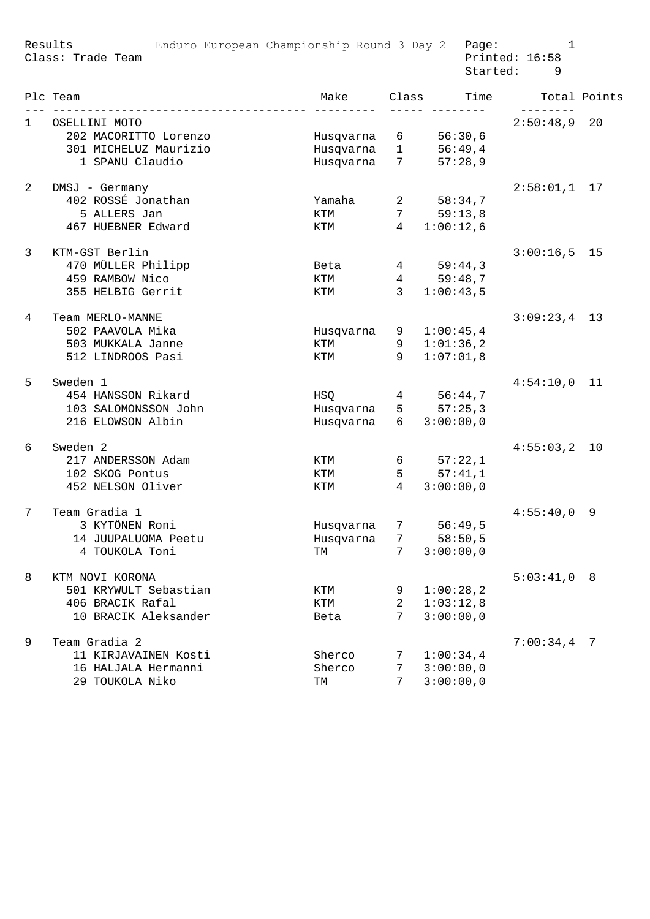Results Enduro European Championship Round 3 Day 2

Class: Trade Team

Printed: 16:58

Started: 9

| Plc | Team | Make | Class | Time | Total | Points |
|---|---|---|---|---|---|---|
| 1 | OSELLINI MOTO | | | | 2:50:48,9 | 20 |
| | 202 MACORITTO Lorenzo | Husqvarna | 6 | 56:30,6 | | |
| | 301 MICHELUZ Maurizio | Husqvarna | 1 | 56:49,4 | | |
| | 1 SPANU Claudio | Husqvarna | 7 | 57:28,9 | | |
| 2 | DMSJ - Germany | | | | 2:58:01,1 | 17 |
| | 402 ROSSÉ Jonathan | Yamaha | 2 | 58:34,7 | | |
| | 5 ALLERS Jan | KTM | 7 | 59:13,8 | | |
| | 467 HUEBNER Edward | KTM | 4 | 1:00:12,6 | | |
| 3 | KTM-GST Berlin | | | | 3:00:16,5 | 15 |
| | 470 MÜLLER Philipp | Beta | 4 | 59:44,3 | | |
| | 459 RAMBOW Nico | KTM | 4 | 59:48,7 | | |
| | 355 HELBIG Gerrit | KTM | 3 | 1:00:43,5 | | |
| 4 | Team MERLO-MANNE | | | | 3:09:23,4 | 13 |
| | 502 PAAVOLA Mika | Husqvarna | 9 | 1:00:45,4 | | |
| | 503 MUKKALA Janne | KTM | 9 | 1:01:36,2 | | |
| | 512 LINDROOS Pasi | KTM | 9 | 1:07:01,8 | | |
| 5 | Sweden 1 | | | | 4:54:10,0 | 11 |
| | 454 HANSSON Rikard | HSQ | 4 | 56:44,7 | | |
| | 103 SALOMONSSON John | Husqvarna | 5 | 57:25,3 | | |
| | 216 ELOWSON Albin | Husqvarna | 6 | 3:00:00,0 | | |
| 6 | Sweden 2 | | | | 4:55:03,2 | 10 |
| | 217 ANDERSSON Adam | KTM | 6 | 57:22,1 | | |
| | 102 SKOG Pontus | KTM | 5 | 57:41,1 | | |
| | 452 NELSON Oliver | KTM | 4 | 3:00:00,0 | | |
| 7 | Team Gradia 1 | | | | 4:55:40,0 | 9 |
| | 3 KYTÖNEN Roni | Husqvarna | 7 | 56:49,5 | | |
| | 14 JUUPALUOMA Peetu | Husqvarna | 7 | 58:50,5 | | |
| | 4 TOUKOLA Toni | TM | 7 | 3:00:00,0 | | |
| 8 | KTM NOVI KORONA | | | | 5:03:41,0 | 8 |
| | 501 KRYWULT Sebastian | KTM | 9 | 1:00:28,2 | | |
| | 406 BRACIK Rafal | KTM | 2 | 1:03:12,8 | | |
| | 10 BRACIK Aleksander | Beta | 7 | 3:00:00,0 | | |
| 9 | Team Gradia 2 | | | | 7:00:34,4 | 7 |
| | 11 KIRJAVAINEN Kosti | Sherco | 7 | 1:00:34,4 | | |
| | 16 HALJALA Hermanni | Sherco | 7 | 3:00:00,0 | | |
| | 29 TOUKOLA Niko | TM | 7 | 3:00:00,0 | | |